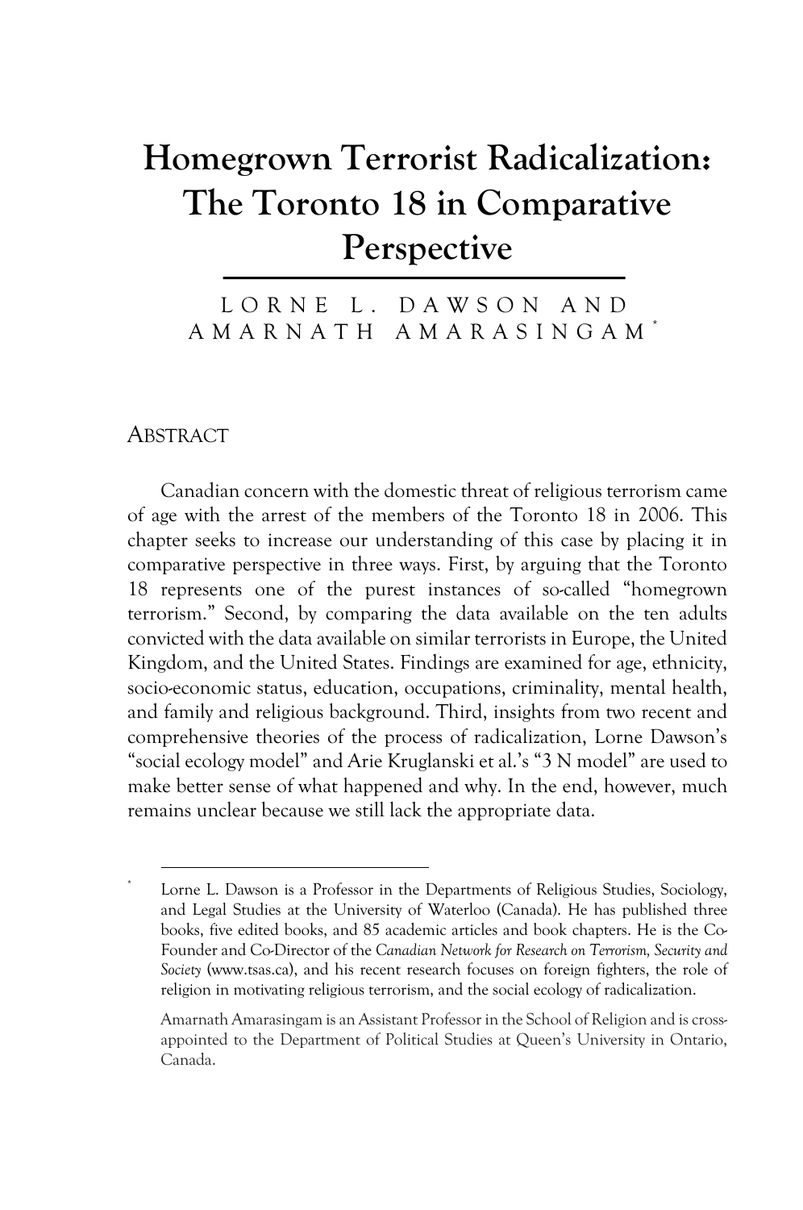# Homegrown Terrorist Radicalization: The Toronto 18 in Comparative Perspective

LORNE L. DAWSON AND AMARNATH AMARASINGAM[*]

## ABSTRACT

Canadian concern with the domestic threat of religious terrorism came of age with the arrest of the members of the Toronto 18 in 2006. This chapter seeks to increase our understanding of this case by placing it in comparative perspective in three ways. First, by arguing that the Toronto 18 represents one of the purest instances of so-called "homegrown terrorism." Second, by comparing the data available on the ten adults convicted with the data available on similar terrorists in Europe, the United Kingdom, and the United States. Findings are examined for age, ethnicity, socio-economic status, education, occupations, criminality, mental health, and family and religious background. Third, insights from two recent and comprehensive theories of the process of radicalization, Lorne Dawson's "social ecology model" and Arie Kruglanski et al.'s "3 N model" are used to make better sense of what happened and why. In the end, however, much remains unclear because we still lack the appropriate data.

---

[*] Lorne L. Dawson is a Professor in the Departments of Religious Studies, Sociology, and Legal Studies at the University of Waterloo (Canada). He has published three books, five edited books, and 85 academic articles and book chapters. He is the Co-Founder and Co-Director of the *Canadian Network for Research on Terrorism, Security and Society* (www.tsas.ca), and his recent research focuses on foreign fighters, the role of religion in motivating religious terrorism, and the social ecology of radicalization.

Amarnath Amarasingam is an Assistant Professor in the School of Religion and is cross-appointed to the Department of Political Studies at Queen's University in Ontario, Canada.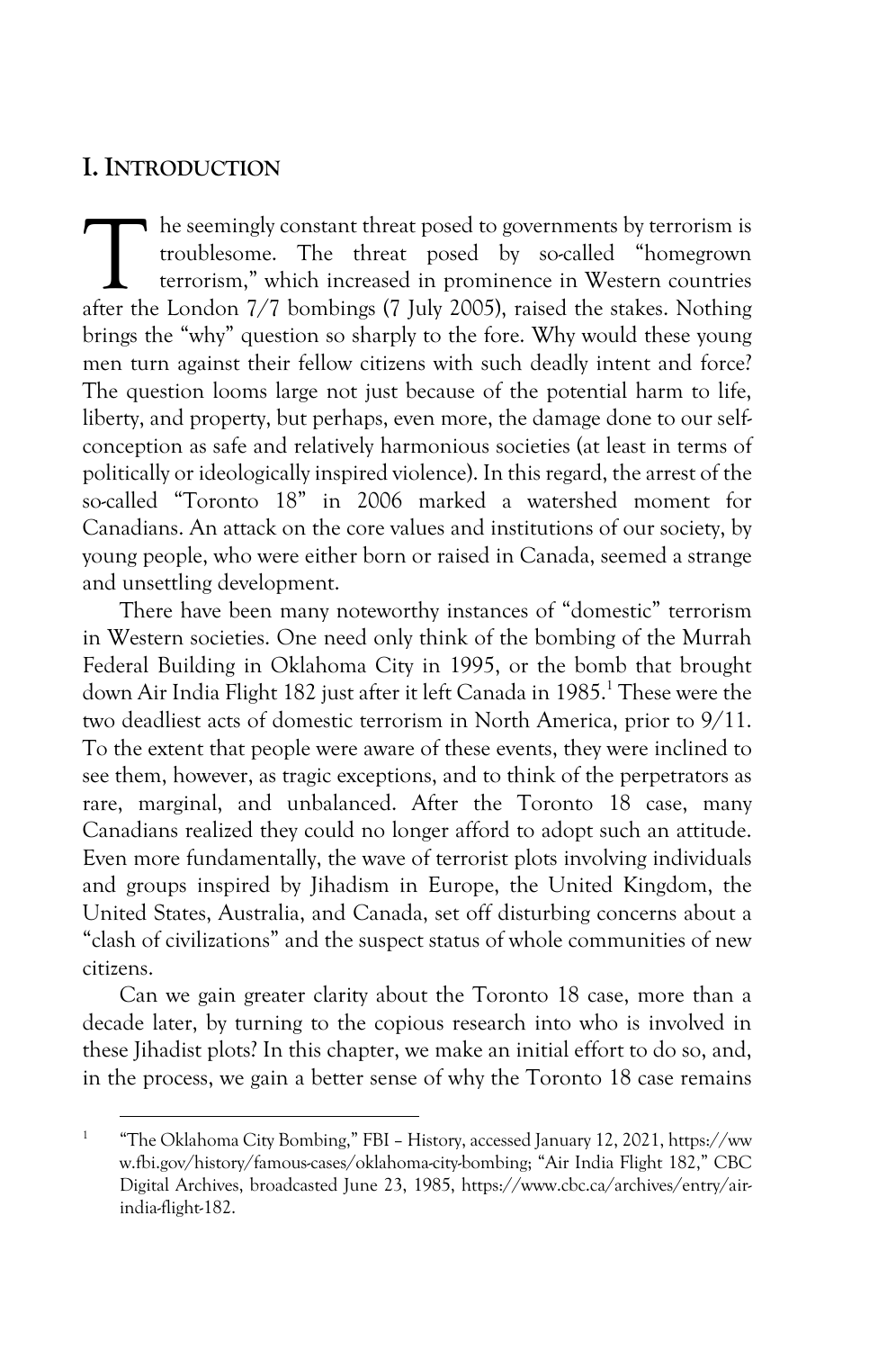## I. INTRODUCTION

The seemingly constant threat posed to governments by terrorism is troublesome. The threat posed by so-called "homegrown terrorism," which increased in prominence in Western countries after the London 7/7 bombings (7 July 2005), raised the stakes. Nothing brings the "why" question so sharply to the fore. Why would these young men turn against their fellow citizens with such deadly intent and force? The question looms large not just because of the potential harm to life, liberty, and property, but perhaps, even more, the damage done to our self-conception as safe and relatively harmonious societies (at least in terms of politically or ideologically inspired violence). In this regard, the arrest of the so-called "Toronto 18" in 2006 marked a watershed moment for Canadians. An attack on the core values and institutions of our society, by young people, who were either born or raised in Canada, seemed a strange and unsettling development.

There have been many noteworthy instances of "domestic" terrorism in Western societies. One need only think of the bombing of the Murrah Federal Building in Oklahoma City in 1995, or the bomb that brought down Air India Flight 182 just after it left Canada in 1985.[1] These were the two deadliest acts of domestic terrorism in North America, prior to 9/11. To the extent that people were aware of these events, they were inclined to see them, however, as tragic exceptions, and to think of the perpetrators as rare, marginal, and unbalanced. After the Toronto 18 case, many Canadians realized they could no longer afford to adopt such an attitude. Even more fundamentally, the wave of terrorist plots involving individuals and groups inspired by Jihadism in Europe, the United Kingdom, the United States, Australia, and Canada, set off disturbing concerns about a "clash of civilizations" and the suspect status of whole communities of new citizens.

Can we gain greater clarity about the Toronto 18 case, more than a decade later, by turning to the copious research into who is involved in these Jihadist plots? In this chapter, we make an initial effort to do so, and, in the process, we gain a better sense of why the Toronto 18 case remains

---

[1] "The Oklahoma City Bombing," FBI – History, accessed January 12, 2021, https://www.fbi.gov/history/famous-cases/oklahoma-city-bombing; "Air India Flight 182," CBC Digital Archives, broadcasted June 23, 1985, https://www.cbc.ca/archives/entry/air-india-flight-182.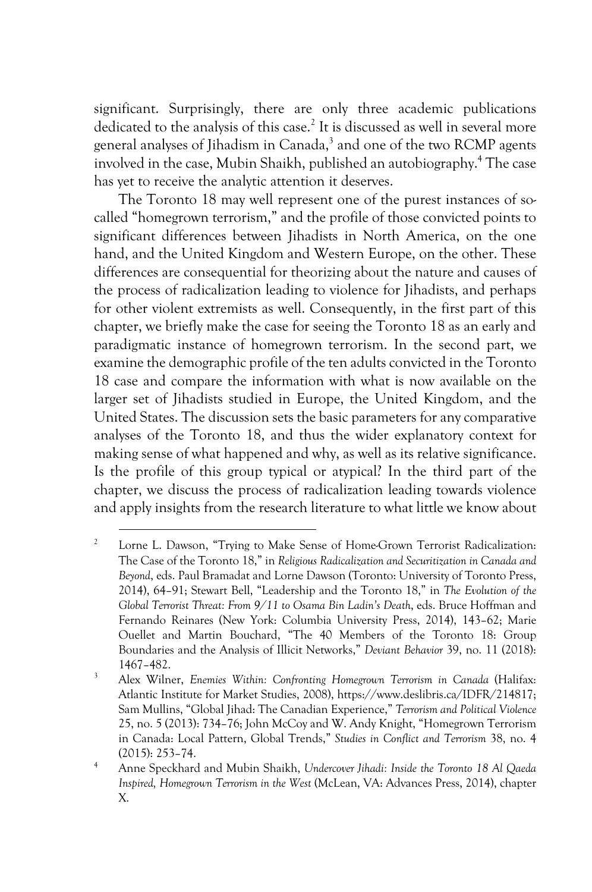significant. Surprisingly, there are only three academic publications dedicated to the analysis of this case.[2] It is discussed as well in several more general analyses of Jihadism in Canada,[3] and one of the two RCMP agents involved in the case, Mubin Shaikh, published an autobiography.[4] The case has yet to receive the analytic attention it deserves.

The Toronto 18 may well represent one of the purest instances of so-called "homegrown terrorism," and the profile of those convicted points to significant differences between Jihadists in North America, on the one hand, and the United Kingdom and Western Europe, on the other. These differences are consequential for theorizing about the nature and causes of the process of radicalization leading to violence for Jihadists, and perhaps for other violent extremists as well. Consequently, in the first part of this chapter, we briefly make the case for seeing the Toronto 18 as an early and paradigmatic instance of homegrown terrorism. In the second part, we examine the demographic profile of the ten adults convicted in the Toronto 18 case and compare the information with what is now available on the larger set of Jihadists studied in Europe, the United Kingdom, and the United States. The discussion sets the basic parameters for any comparative analyses of the Toronto 18, and thus the wider explanatory context for making sense of what happened and why, as well as its relative significance. Is the profile of this group typical or atypical? In the third part of the chapter, we discuss the process of radicalization leading towards violence and apply insights from the research literature to what little we know about

---

[2] Lorne L. Dawson, "Trying to Make Sense of Home-Grown Terrorist Radicalization: The Case of the Toronto 18," in *Religious Radicalization and Securitization in Canada and Beyond*, eds. Paul Bramadat and Lorne Dawson (Toronto: University of Toronto Press, 2014), 64–91; Stewart Bell, "Leadership and the Toronto 18," in *The Evolution of the Global Terrorist Threat: From 9/11 to Osama Bin Ladin's Death*, eds. Bruce Hoffman and Fernando Reinares (New York: Columbia University Press, 2014), 143–62; Marie Ouellet and Martin Bouchard, "The 40 Members of the Toronto 18: Group Boundaries and the Analysis of Illicit Networks," *Deviant Behavior* 39, no. 11 (2018): 1467–482.

[3] Alex Wilner, *Enemies Within: Confronting Homegrown Terrorism in Canada* (Halifax: Atlantic Institute for Market Studies, 2008), https://www.deslibris.ca/IDFR/214817; Sam Mullins, "Global Jihad: The Canadian Experience," *Terrorism and Political Violence* 25, no. 5 (2013): 734–76; John McCoy and W. Andy Knight, "Homegrown Terrorism in Canada: Local Pattern, Global Trends," *Studies in Conflict and Terrorism* 38, no. 4 (2015): 253–74.

[4] Anne Speckhard and Mubin Shaikh, *Undercover Jihadi: Inside the Toronto 18 Al Qaeda Inspired, Homegrown Terrorism in the West* (McLean, VA: Advances Press, 2014), chapter X.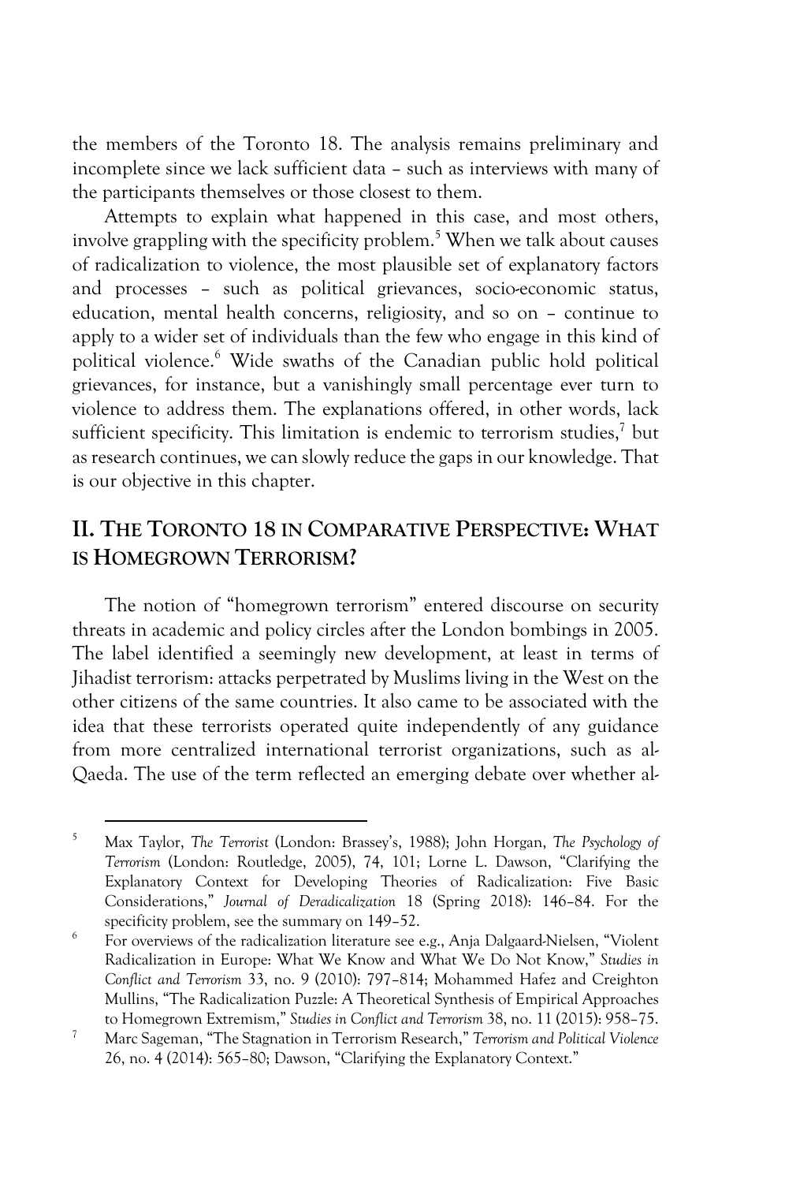the members of the Toronto 18. The analysis remains preliminary and incomplete since we lack sufficient data – such as interviews with many of the participants themselves or those closest to them.

Attempts to explain what happened in this case, and most others, involve grappling with the specificity problem.[5] When we talk about causes of radicalization to violence, the most plausible set of explanatory factors and processes – such as political grievances, socio-economic status, education, mental health concerns, religiosity, and so on – continue to apply to a wider set of individuals than the few who engage in this kind of political violence.[6] Wide swaths of the Canadian public hold political grievances, for instance, but a vanishingly small percentage ever turn to violence to address them. The explanations offered, in other words, lack sufficient specificity. This limitation is endemic to terrorism studies,[7] but as research continues, we can slowly reduce the gaps in our knowledge. That is our objective in this chapter.

## II. The Toronto 18 in Comparative Perspective: What is Homegrown Terrorism?

The notion of "homegrown terrorism" entered discourse on security threats in academic and policy circles after the London bombings in 2005. The label identified a seemingly new development, at least in terms of Jihadist terrorism: attacks perpetrated by Muslims living in the West on the other citizens of the same countries. It also came to be associated with the idea that these terrorists operated quite independently of any guidance from more centralized international terrorist organizations, such as al-Qaeda. The use of the term reflected an emerging debate over whether al-

---

[5] Max Taylor, *The Terrorist* (London: Brassey's, 1988); John Horgan, *The Psychology of Terrorism* (London: Routledge, 2005), 74, 101; Lorne L. Dawson, "Clarifying the Explanatory Context for Developing Theories of Radicalization: Five Basic Considerations," *Journal of Deradicalization* 18 (Spring 2018): 146–84. For the specificity problem, see the summary on 149–52.

[6] For overviews of the radicalization literature see e.g., Anja Dalgaard-Nielsen, "Violent Radicalization in Europe: What We Know and What We Do Not Know," *Studies in Conflict and Terrorism* 33, no. 9 (2010): 797–814; Mohammed Hafez and Creighton Mullins, "The Radicalization Puzzle: A Theoretical Synthesis of Empirical Approaches to Homegrown Extremism," *Studies in Conflict and Terrorism* 38, no. 11 (2015): 958–75.

[7] Marc Sageman, "The Stagnation in Terrorism Research," *Terrorism and Political Violence* 26, no. 4 (2014): 565–80; Dawson, "Clarifying the Explanatory Context."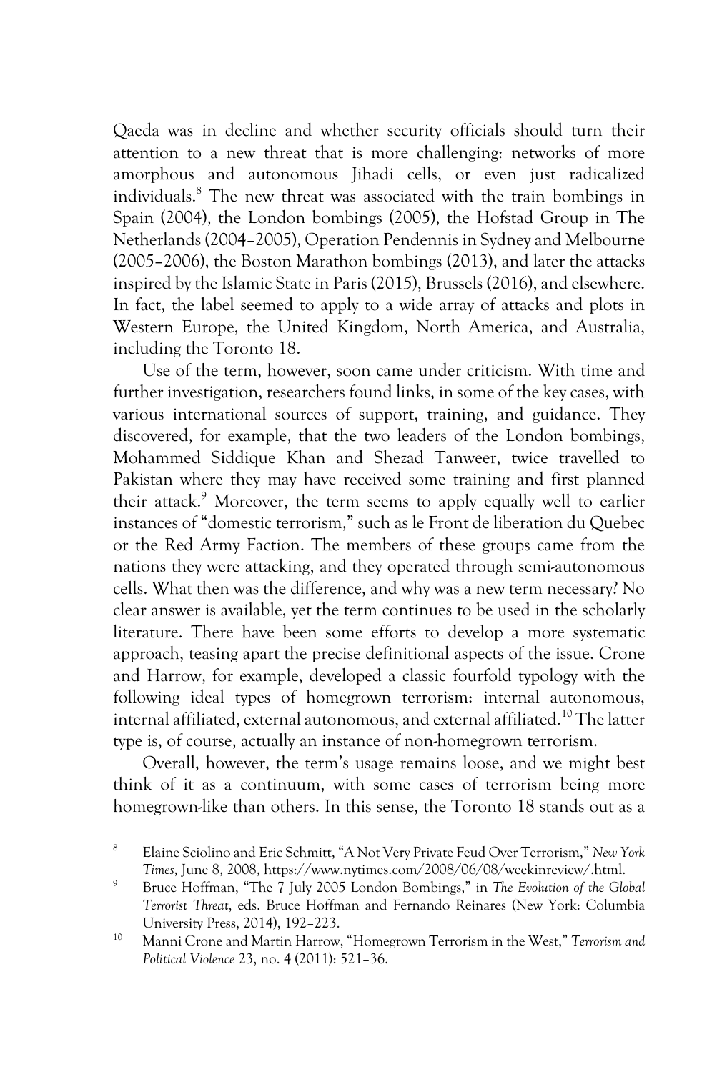Qaeda was in decline and whether security officials should turn their attention to a new threat that is more challenging: networks of more amorphous and autonomous Jihadi cells, or even just radicalized individuals.[8] The new threat was associated with the train bombings in Spain (2004), the London bombings (2005), the Hofstad Group in The Netherlands (2004–2005), Operation Pendennis in Sydney and Melbourne (2005–2006), the Boston Marathon bombings (2013), and later the attacks inspired by the Islamic State in Paris (2015), Brussels (2016), and elsewhere. In fact, the label seemed to apply to a wide array of attacks and plots in Western Europe, the United Kingdom, North America, and Australia, including the Toronto 18.

Use of the term, however, soon came under criticism. With time and further investigation, researchers found links, in some of the key cases, with various international sources of support, training, and guidance. They discovered, for example, that the two leaders of the London bombings, Mohammed Siddique Khan and Shezad Tanweer, twice travelled to Pakistan where they may have received some training and first planned their attack.[9] Moreover, the term seems to apply equally well to earlier instances of "domestic terrorism," such as le Front de liberation du Quebec or the Red Army Faction. The members of these groups came from the nations they were attacking, and they operated through semi-autonomous cells. What then was the difference, and why was a new term necessary? No clear answer is available, yet the term continues to be used in the scholarly literature. There have been some efforts to develop a more systematic approach, teasing apart the precise definitional aspects of the issue. Crone and Harrow, for example, developed a classic fourfold typology with the following ideal types of homegrown terrorism: internal autonomous, internal affiliated, external autonomous, and external affiliated.[10] The latter type is, of course, actually an instance of non-homegrown terrorism.

Overall, however, the term's usage remains loose, and we might best think of it as a continuum, with some cases of terrorism being more homegrown-like than others. In this sense, the Toronto 18 stands out as a

---

[8] Elaine Sciolino and Eric Schmitt, "A Not Very Private Feud Over Terrorism," *New York Times*, June 8, 2008, https://www.nytimes.com/2008/06/08/weekinreview/.html.

[9] Bruce Hoffman, "The 7 July 2005 London Bombings," in *The Evolution of the Global Terrorist Threat*, eds. Bruce Hoffman and Fernando Reinares (New York: Columbia University Press, 2014), 192–223.

[10] Manni Crone and Martin Harrow, "Homegrown Terrorism in the West," *Terrorism and Political Violence* 23, no. 4 (2011): 521–36.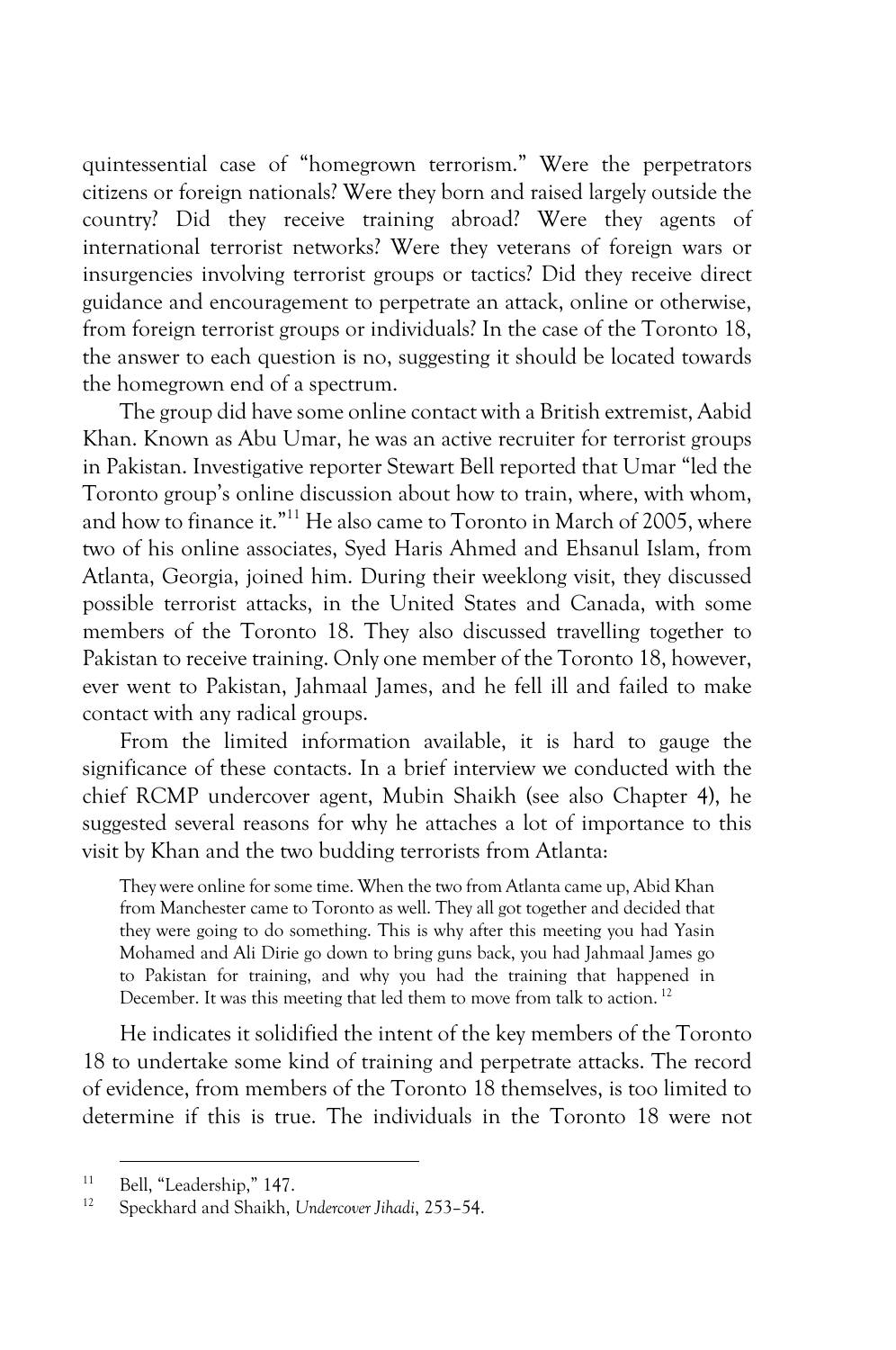quintessential case of "homegrown terrorism." Were the perpetrators citizens or foreign nationals? Were they born and raised largely outside the country? Did they receive training abroad? Were they agents of international terrorist networks? Were they veterans of foreign wars or insurgencies involving terrorist groups or tactics? Did they receive direct guidance and encouragement to perpetrate an attack, online or otherwise, from foreign terrorist groups or individuals? In the case of the Toronto 18, the answer to each question is no, suggesting it should be located towards the homegrown end of a spectrum.

The group did have some online contact with a British extremist, Aabid Khan. Known as Abu Umar, he was an active recruiter for terrorist groups in Pakistan. Investigative reporter Stewart Bell reported that Umar "led the Toronto group's online discussion about how to train, where, with whom, and how to finance it."[11] He also came to Toronto in March of 2005, where two of his online associates, Syed Haris Ahmed and Ehsanul Islam, from Atlanta, Georgia, joined him. During their weeklong visit, they discussed possible terrorist attacks, in the United States and Canada, with some members of the Toronto 18. They also discussed travelling together to Pakistan to receive training. Only one member of the Toronto 18, however, ever went to Pakistan, Jahmaal James, and he fell ill and failed to make contact with any radical groups.

From the limited information available, it is hard to gauge the significance of these contacts. In a brief interview we conducted with the chief RCMP undercover agent, Mubin Shaikh (see also Chapter 4), he suggested several reasons for why he attaches a lot of importance to this visit by Khan and the two budding terrorists from Atlanta:

> They were online for some time. When the two from Atlanta came up, Abid Khan from Manchester came to Toronto as well. They all got together and decided that they were going to do something. This is why after this meeting you had Yasin Mohamed and Ali Dirie go down to bring guns back, you had Jahmaal James go to Pakistan for training, and why you had the training that happened in December. It was this meeting that led them to move from talk to action.[12]

He indicates it solidified the intent of the key members of the Toronto 18 to undertake some kind of training and perpetrate attacks. The record of evidence, from members of the Toronto 18 themselves, is too limited to determine if this is true. The individuals in the Toronto 18 were not

---

[11] Bell, "Leadership," 147.

[12] Speckhard and Shaikh, *Undercover Jihadi*, 253–54.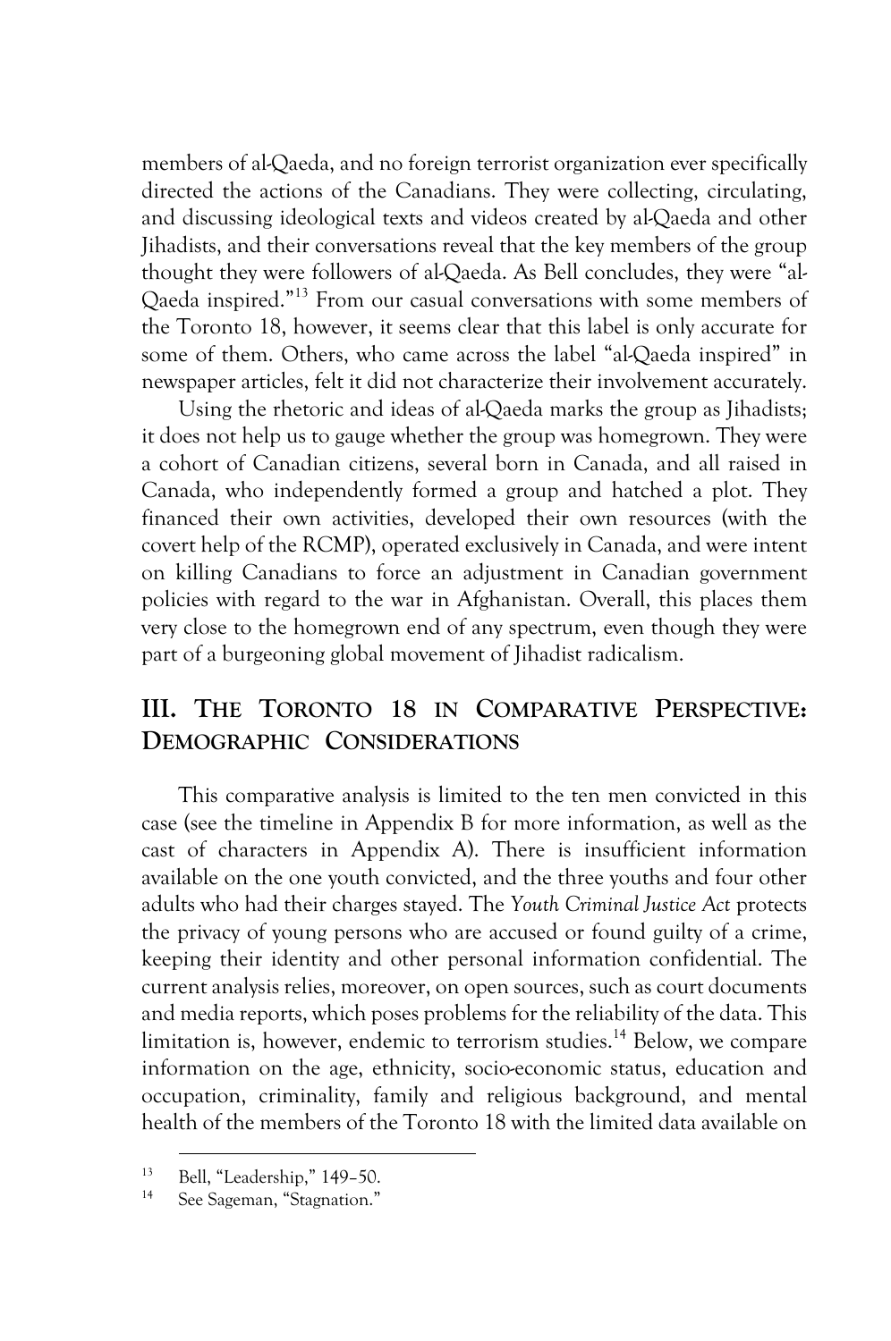members of al-Qaeda, and no foreign terrorist organization ever specifically directed the actions of the Canadians. They were collecting, circulating, and discussing ideological texts and videos created by al-Qaeda and other Jihadists, and their conversations reveal that the key members of the group thought they were followers of al-Qaeda. As Bell concludes, they were "al-Qaeda inspired."[13] From our casual conversations with some members of the Toronto 18, however, it seems clear that this label is only accurate for some of them. Others, who came across the label "al-Qaeda inspired" in newspaper articles, felt it did not characterize their involvement accurately.

Using the rhetoric and ideas of al-Qaeda marks the group as Jihadists; it does not help us to gauge whether the group was homegrown. They were a cohort of Canadian citizens, several born in Canada, and all raised in Canada, who independently formed a group and hatched a plot. They financed their own activities, developed their own resources (with the covert help of the RCMP), operated exclusively in Canada, and were intent on killing Canadians to force an adjustment in Canadian government policies with regard to the war in Afghanistan. Overall, this places them very close to the homegrown end of any spectrum, even though they were part of a burgeoning global movement of Jihadist radicalism.

## III. The Toronto 18 in Comparative Perspective: Demographic Considerations

This comparative analysis is limited to the ten men convicted in this case (see the timeline in Appendix B for more information, as well as the cast of characters in Appendix A). There is insufficient information available on the one youth convicted, and the three youths and four other adults who had their charges stayed. The *Youth Criminal Justice Act* protects the privacy of young persons who are accused or found guilty of a crime, keeping their identity and other personal information confidential. The current analysis relies, moreover, on open sources, such as court documents and media reports, which poses problems for the reliability of the data. This limitation is, however, endemic to terrorism studies.[14] Below, we compare information on the age, ethnicity, socio-economic status, education and occupation, criminality, family and religious background, and mental health of the members of the Toronto 18 with the limited data available on

---

[13] Bell, "Leadership," 149–50.

[14] See Sageman, "Stagnation."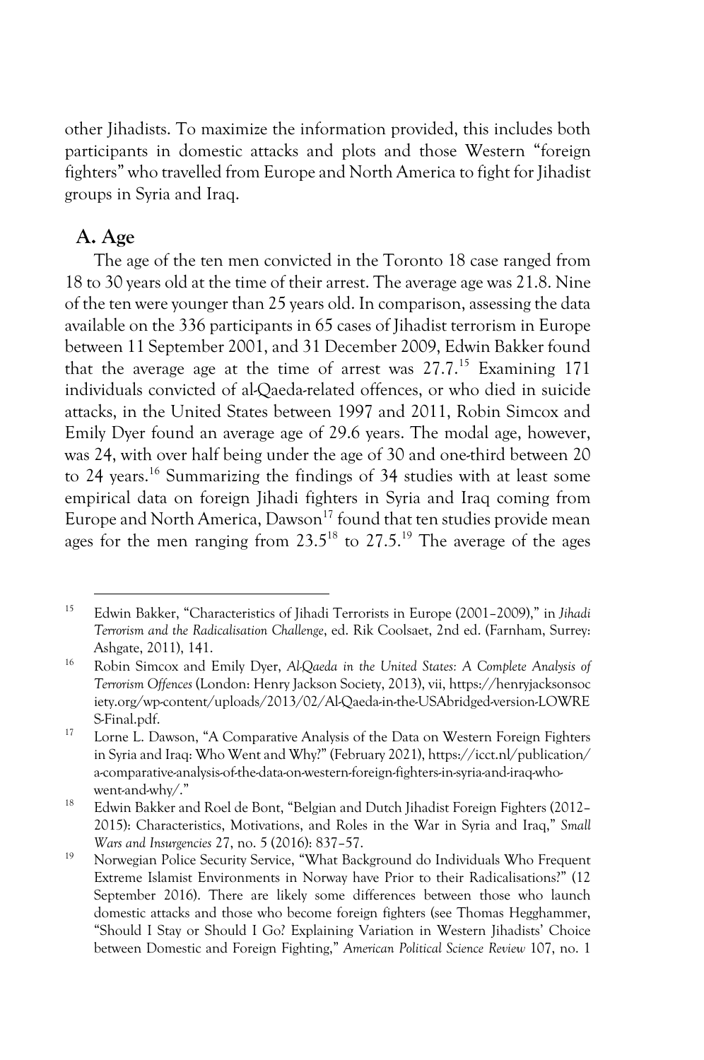other Jihadists. To maximize the information provided, this includes both participants in domestic attacks and plots and those Western "foreign fighters" who travelled from Europe and North America to fight for Jihadist groups in Syria and Iraq.

## A. Age

The age of the ten men convicted in the Toronto 18 case ranged from 18 to 30 years old at the time of their arrest. The average age was 21.8. Nine of the ten were younger than 25 years old. In comparison, assessing the data available on the 336 participants in 65 cases of Jihadist terrorism in Europe between 11 September 2001, and 31 December 2009, Edwin Bakker found that the average age at the time of arrest was 27.7.[15] Examining 171 individuals convicted of al-Qaeda-related offences, or who died in suicide attacks, in the United States between 1997 and 2011, Robin Simcox and Emily Dyer found an average age of 29.6 years. The modal age, however, was 24, with over half being under the age of 30 and one-third between 20 to 24 years.[16] Summarizing the findings of 34 studies with at least some empirical data on foreign Jihadi fighters in Syria and Iraq coming from Europe and North America, Dawson[17] found that ten studies provide mean ages for the men ranging from 23.5[18] to 27.5.[19] The average of the ages

---

[15] Edwin Bakker, "Characteristics of Jihadi Terrorists in Europe (2001–2009)," in *Jihadi Terrorism and the Radicalisation Challenge*, ed. Rik Coolsaet, 2nd ed. (Farnham, Surrey: Ashgate, 2011), 141.

[16] Robin Simcox and Emily Dyer, *Al-Qaeda in the United States: A Complete Analysis of Terrorism Offences* (London: Henry Jackson Society, 2013), vii, https://henryjacksonsociety.org/wp-content/uploads/2013/02/Al-Qaeda-in-the-USAbridged-version-LOWRES-Final.pdf.

[17] Lorne L. Dawson, "A Comparative Analysis of the Data on Western Foreign Fighters in Syria and Iraq: Who Went and Why?" (February 2021), https://icct.nl/publication/a-comparative-analysis-of-the-data-on-western-foreign-fighters-in-syria-and-iraq-who-went-and-why/."

[18] Edwin Bakker and Roel de Bont, "Belgian and Dutch Jihadist Foreign Fighters (2012–2015): Characteristics, Motivations, and Roles in the War in Syria and Iraq," *Small Wars and Insurgencies* 27, no. 5 (2016): 837–57.

[19] Norwegian Police Security Service, "What Background do Individuals Who Frequent Extreme Islamist Environments in Norway have Prior to their Radicalisations?" (12 September 2016). There are likely some differences between those who launch domestic attacks and those who become foreign fighters (see Thomas Hegghammer, "Should I Stay or Should I Go? Explaining Variation in Western Jihadists' Choice between Domestic and Foreign Fighting," *American Political Science Review* 107, no. 1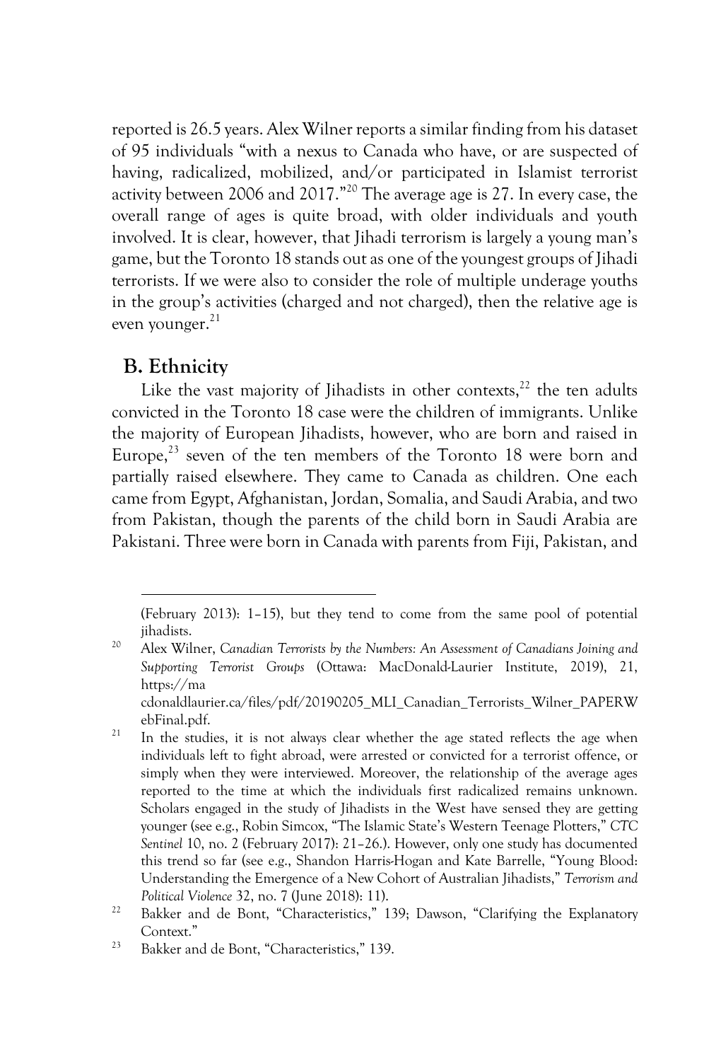reported is 26.5 years. Alex Wilner reports a similar finding from his dataset of 95 individuals "with a nexus to Canada who have, or are suspected of having, radicalized, mobilized, and/or participated in Islamist terrorist activity between 2006 and 2017."[20] The average age is 27. In every case, the overall range of ages is quite broad, with older individuals and youth involved. It is clear, however, that Jihadi terrorism is largely a young man's game, but the Toronto 18 stands out as one of the youngest groups of Jihadi terrorists. If we were also to consider the role of multiple underage youths in the group's activities (charged and not charged), then the relative age is even younger.[21]

## B. Ethnicity

Like the vast majority of Jihadists in other contexts,[22] the ten adults convicted in the Toronto 18 case were the children of immigrants. Unlike the majority of European Jihadists, however, who are born and raised in Europe,[23] seven of the ten members of the Toronto 18 were born and partially raised elsewhere. They came to Canada as children. One each came from Egypt, Afghanistan, Jordan, Somalia, and Saudi Arabia, and two from Pakistan, though the parents of the child born in Saudi Arabia are Pakistani. Three were born in Canada with parents from Fiji, Pakistan, and

---

(February 2013): 1–15), but they tend to come from the same pool of potential jihadists.

[20] Alex Wilner, *Canadian Terrorists by the Numbers: An Assessment of Canadians Joining and Supporting Terrorist Groups* (Ottawa: MacDonald-Laurier Institute, 2019), 21, https://macdonaldlaurier.ca/files/pdf/20190205_MLI_Canadian_Terrorists_Wilner_PAPERWebFinal.pdf.

[21] In the studies, it is not always clear whether the age stated reflects the age when individuals left to fight abroad, were arrested or convicted for a terrorist offence, or simply when they were interviewed. Moreover, the relationship of the average ages reported to the time at which the individuals first radicalized remains unknown. Scholars engaged in the study of Jihadists in the West have sensed they are getting younger (see e.g., Robin Simcox, "The Islamic State's Western Teenage Plotters," *CTC Sentinel* 10, no. 2 (February 2017): 21–26.). However, only one study has documented this trend so far (see e.g., Shandon Harris-Hogan and Kate Barrelle, "Young Blood: Understanding the Emergence of a New Cohort of Australian Jihadists," *Terrorism and Political Violence* 32, no. 7 (June 2018): 11).

[22] Bakker and de Bont, "Characteristics," 139; Dawson, "Clarifying the Explanatory Context."

[23] Bakker and de Bont, "Characteristics," 139.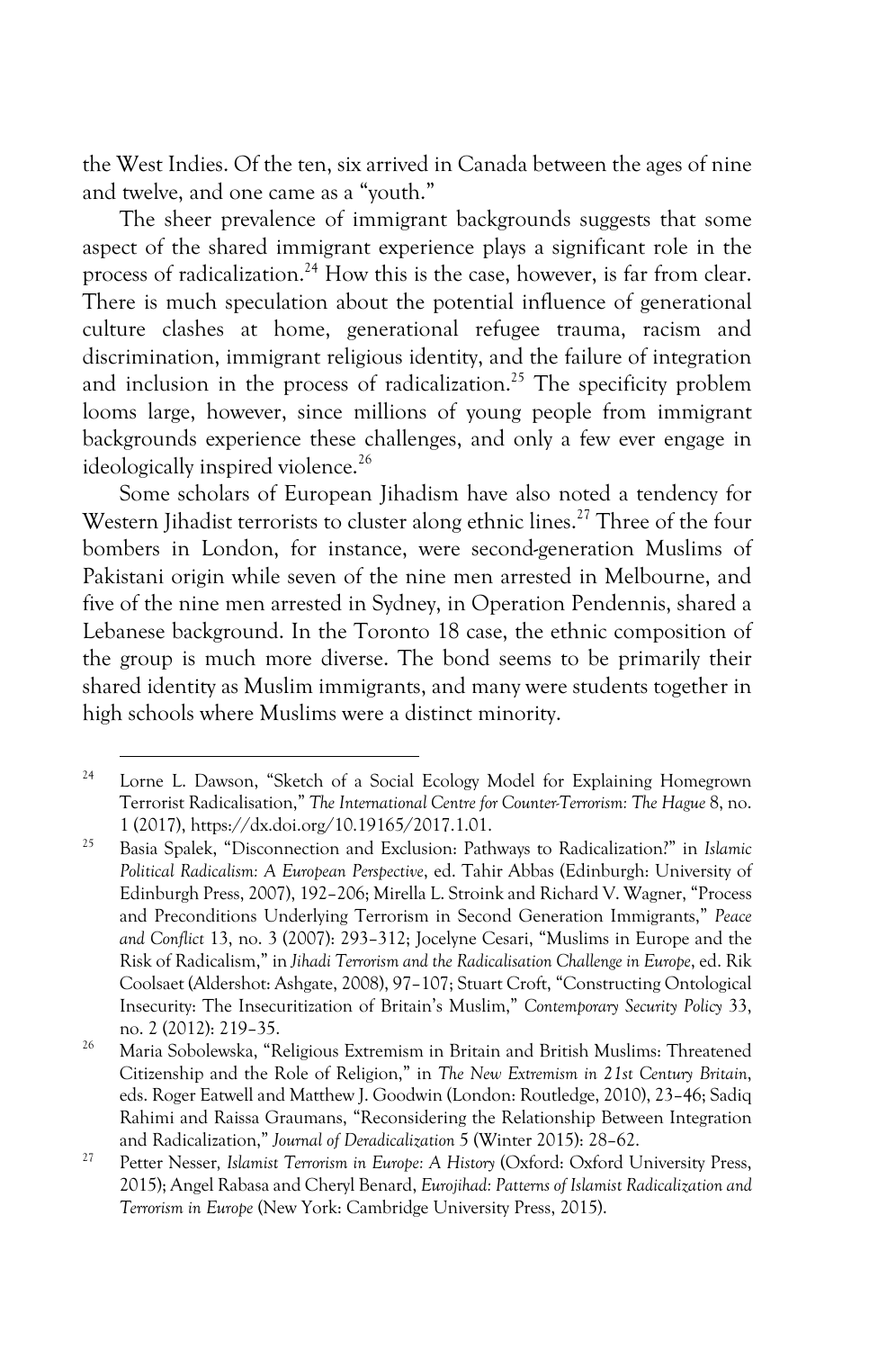the West Indies. Of the ten, six arrived in Canada between the ages of nine and twelve, and one came as a "youth."

The sheer prevalence of immigrant backgrounds suggests that some aspect of the shared immigrant experience plays a significant role in the process of radicalization.[24] How this is the case, however, is far from clear. There is much speculation about the potential influence of generational culture clashes at home, generational refugee trauma, racism and discrimination, immigrant religious identity, and the failure of integration and inclusion in the process of radicalization.[25] The specificity problem looms large, however, since millions of young people from immigrant backgrounds experience these challenges, and only a few ever engage in ideologically inspired violence.[26]

Some scholars of European Jihadism have also noted a tendency for Western Jihadist terrorists to cluster along ethnic lines.[27] Three of the four bombers in London, for instance, were second-generation Muslims of Pakistani origin while seven of the nine men arrested in Melbourne, and five of the nine men arrested in Sydney, in Operation Pendennis, shared a Lebanese background. In the Toronto 18 case, the ethnic composition of the group is much more diverse. The bond seems to be primarily their shared identity as Muslim immigrants, and many were students together in high schools where Muslims were a distinct minority.

---

[24] Lorne L. Dawson, "Sketch of a Social Ecology Model for Explaining Homegrown Terrorist Radicalisation," *The International Centre for Counter-Terrorism: The Hague* 8, no. 1 (2017), https://dx.doi.org/10.19165/2017.1.01.

[25] Basia Spalek, "Disconnection and Exclusion: Pathways to Radicalization?" in *Islamic Political Radicalism: A European Perspective*, ed. Tahir Abbas (Edinburgh: University of Edinburgh Press, 2007), 192–206; Mirella L. Stroink and Richard V. Wagner, "Process and Preconditions Underlying Terrorism in Second Generation Immigrants," *Peace and Conflict* 13, no. 3 (2007): 293–312; Jocelyne Cesari, "Muslims in Europe and the Risk of Radicalism," in *Jihadi Terrorism and the Radicalisation Challenge in Europe*, ed. Rik Coolsaet (Aldershot: Ashgate, 2008), 97–107; Stuart Croft, "Constructing Ontological Insecurity: The Insecuritization of Britain's Muslim," *Contemporary Security Policy* 33, no. 2 (2012): 219–35.

[26] Maria Sobolewska, "Religious Extremism in Britain and British Muslims: Threatened Citizenship and the Role of Religion," in *The New Extremism in 21st Century Britain*, eds. Roger Eatwell and Matthew J. Goodwin (London: Routledge, 2010), 23–46; Sadiq Rahimi and Raissa Graumans, "Reconsidering the Relationship Between Integration and Radicalization," *Journal of Deradicalization* 5 (Winter 2015): 28–62.

[27] Petter Nesser, *Islamist Terrorism in Europe: A History* (Oxford: Oxford University Press, 2015); Angel Rabasa and Cheryl Benard, *Eurojihad: Patterns of Islamist Radicalization and Terrorism in Europe* (New York: Cambridge University Press, 2015).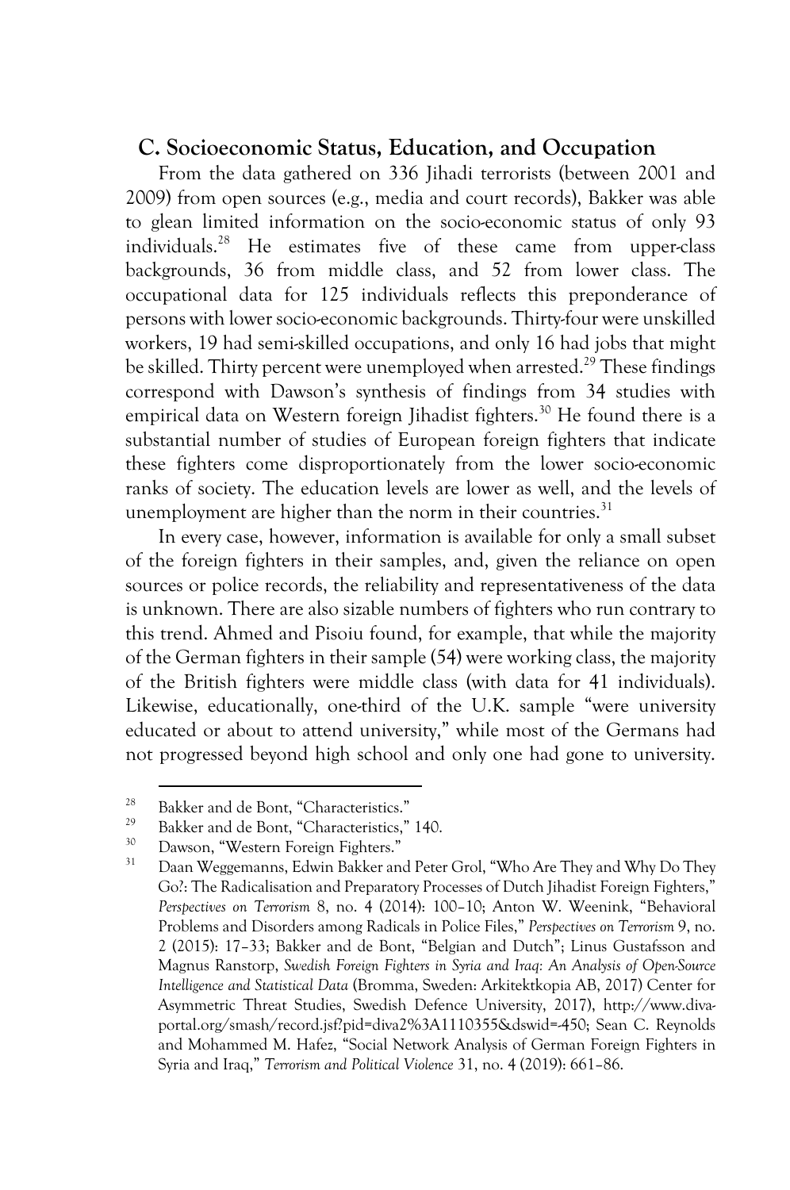## C. Socioeconomic Status, Education, and Occupation

From the data gathered on 336 Jihadi terrorists (between 2001 and 2009) from open sources (e.g., media and court records), Bakker was able to glean limited information on the socio-economic status of only 93 individuals.[28] He estimates five of these came from upper-class backgrounds, 36 from middle class, and 52 from lower class. The occupational data for 125 individuals reflects this preponderance of persons with lower socio-economic backgrounds. Thirty-four were unskilled workers, 19 had semi-skilled occupations, and only 16 had jobs that might be skilled. Thirty percent were unemployed when arrested.[29] These findings correspond with Dawson's synthesis of findings from 34 studies with empirical data on Western foreign Jihadist fighters.[30] He found there is a substantial number of studies of European foreign fighters that indicate these fighters come disproportionately from the lower socio-economic ranks of society. The education levels are lower as well, and the levels of unemployment are higher than the norm in their countries.[31]

In every case, however, information is available for only a small subset of the foreign fighters in their samples, and, given the reliance on open sources or police records, the reliability and representativeness of the data is unknown. There are also sizable numbers of fighters who run contrary to this trend. Ahmed and Pisoiu found, for example, that while the majority of the German fighters in their sample (54) were working class, the majority of the British fighters were middle class (with data for 41 individuals). Likewise, educationally, one-third of the U.K. sample "were university educated or about to attend university," while most of the Germans had not progressed beyond high school and only one had gone to university.

---

[28] Bakker and de Bont, "Characteristics."

[29] Bakker and de Bont, "Characteristics," 140.

[30] Dawson, "Western Foreign Fighters."

[31] Daan Weggemanns, Edwin Bakker and Peter Grol, "Who Are They and Why Do They Go?: The Radicalisation and Preparatory Processes of Dutch Jihadist Foreign Fighters," *Perspectives on Terrorism* 8, no. 4 (2014): 100–10; Anton W. Weenink, "Behavioral Problems and Disorders among Radicals in Police Files," *Perspectives on Terrorism* 9, no. 2 (2015): 17–33; Bakker and de Bont, "Belgian and Dutch"; Linus Gustafsson and Magnus Ranstorp, *Swedish Foreign Fighters in Syria and Iraq: An Analysis of Open-Source Intelligence and Statistical Data* (Bromma, Sweden: Arkitektkopia AB, 2017) Center for Asymmetric Threat Studies, Swedish Defence University, 2017), http://www.diva-portal.org/smash/record.jsf?pid=diva2%3A1110355&dswid=-450; Sean C. Reynolds and Mohammed M. Hafez, "Social Network Analysis of German Foreign Fighters in Syria and Iraq," *Terrorism and Political Violence* 31, no. 4 (2019): 661–86.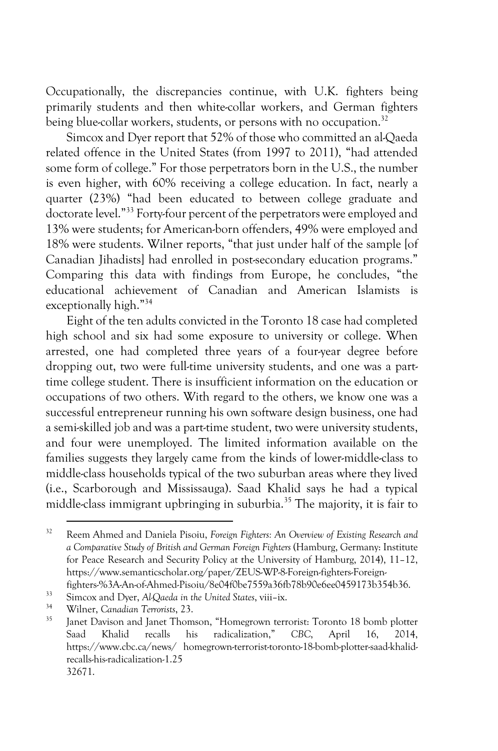Occupationally, the discrepancies continue, with U.K. fighters being primarily students and then white-collar workers, and German fighters being blue-collar workers, students, or persons with no occupation.[32]

Simcox and Dyer report that 52% of those who committed an al-Qaeda related offence in the United States (from 1997 to 2011), "had attended some form of college." For those perpetrators born in the U.S., the number is even higher, with 60% receiving a college education. In fact, nearly a quarter (23%) "had been educated to between college graduate and doctorate level."[33] Forty-four percent of the perpetrators were employed and 13% were students; for American-born offenders, 49% were employed and 18% were students. Wilner reports, "that just under half of the sample [of Canadian Jihadists] had enrolled in post-secondary education programs." Comparing this data with findings from Europe, he concludes, "the educational achievement of Canadian and American Islamists is exceptionally high."[34]

Eight of the ten adults convicted in the Toronto 18 case had completed high school and six had some exposure to university or college. When arrested, one had completed three years of a four-year degree before dropping out, two were full-time university students, and one was a part-time college student. There is insufficient information on the education or occupations of two others. With regard to the others, we know one was a successful entrepreneur running his own software design business, one had a semi-skilled job and was a part-time student, two were university students, and four were unemployed. The limited information available on the families suggests they largely came from the kinds of lower-middle-class to middle-class households typical of the two suburban areas where they lived (i.e., Scarborough and Mississauga). Saad Khalid says he had a typical middle-class immigrant upbringing in suburbia.[35] The majority, it is fair to

---

[32] Reem Ahmed and Daniela Pisoiu, *Foreign Fighters: An Overview of Existing Research and a Comparative Study of British and German Foreign Fighters* (Hamburg, Germany: Institute for Peace Research and Security Policy at the University of Hamburg, 2014), 11–12, https://www.semanticscholar.org/paper/ZEUS-WP-8-Foreign-fighters-Foreign-fighters-%3A-An-of-Ahmed-Pisoiu/8e04f0be7559a36fb78b90e6ee0459173b354b36.

[33] Simcox and Dyer, *Al-Qaeda in the United States*, viii–ix.

[34] Wilner, *Canadian Terrorists*, 23.

[35] Janet Davison and Janet Thomson, "Homegrown terrorist: Toronto 18 bomb plotter Saad Khalid recalls his radicalization," *CBC*, April 16, 2014, https://www.cbc.ca/news/ homegrown-terrorist-toronto-18-bomb-plotter-saad-khalid-recalls-his-radicalization-1.25 32671.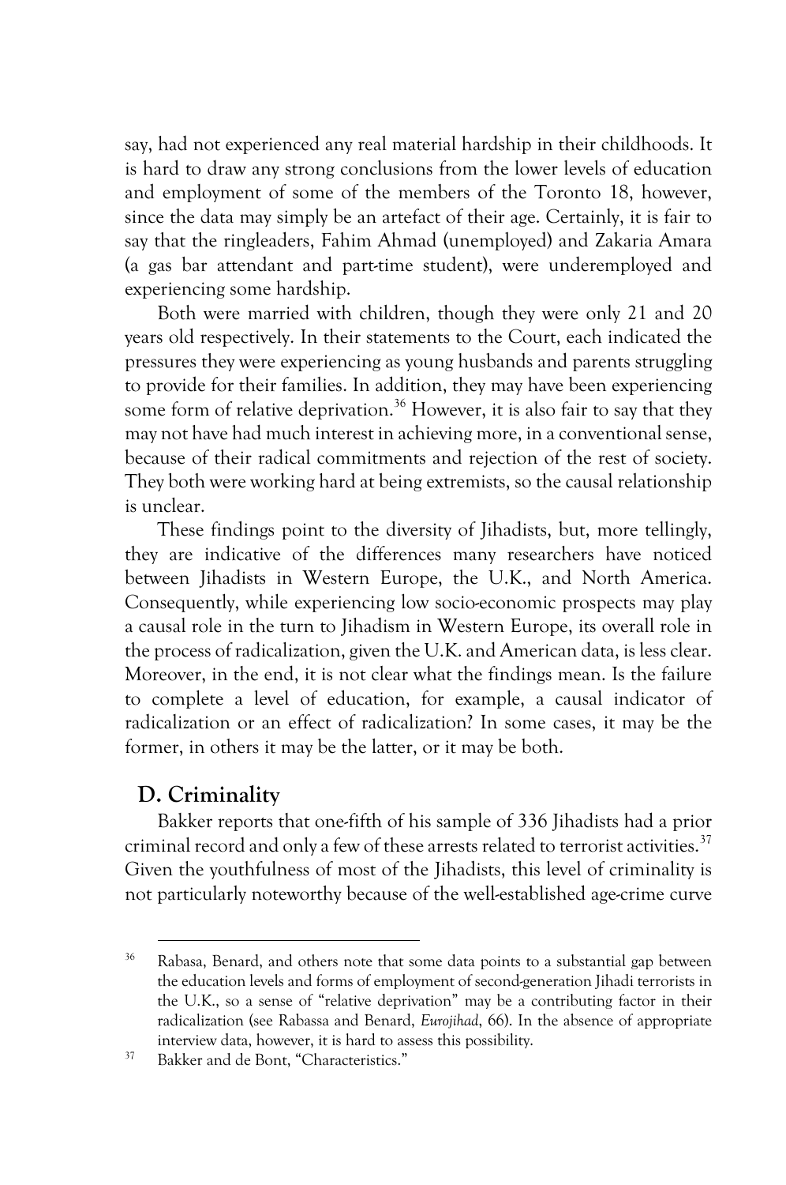say, had not experienced any real material hardship in their childhoods. It is hard to draw any strong conclusions from the lower levels of education and employment of some of the members of the Toronto 18, however, since the data may simply be an artefact of their age. Certainly, it is fair to say that the ringleaders, Fahim Ahmad (unemployed) and Zakaria Amara (a gas bar attendant and part-time student), were underemployed and experiencing some hardship.

Both were married with children, though they were only 21 and 20 years old respectively. In their statements to the Court, each indicated the pressures they were experiencing as young husbands and parents struggling to provide for their families. In addition, they may have been experiencing some form of relative deprivation.[36] However, it is also fair to say that they may not have had much interest in achieving more, in a conventional sense, because of their radical commitments and rejection of the rest of society. They both were working hard at being extremists, so the causal relationship is unclear.

These findings point to the diversity of Jihadists, but, more tellingly, they are indicative of the differences many researchers have noticed between Jihadists in Western Europe, the U.K., and North America. Consequently, while experiencing low socio-economic prospects may play a causal role in the turn to Jihadism in Western Europe, its overall role in the process of radicalization, given the U.K. and American data, is less clear. Moreover, in the end, it is not clear what the findings mean. Is the failure to complete a level of education, for example, a causal indicator of radicalization or an effect of radicalization? In some cases, it may be the former, in others it may be the latter, or it may be both.

## D. Criminality

Bakker reports that one-fifth of his sample of 336 Jihadists had a prior criminal record and only a few of these arrests related to terrorist activities.[37] Given the youthfulness of most of the Jihadists, this level of criminality is not particularly noteworthy because of the well-established age-crime curve

---

[36] Rabasa, Benard, and others note that some data points to a substantial gap between the education levels and forms of employment of second-generation Jihadi terrorists in the U.K., so a sense of "relative deprivation" may be a contributing factor in their radicalization (see Rabassa and Benard, *Eurojihad*, 66). In the absence of appropriate interview data, however, it is hard to assess this possibility.

[37] Bakker and de Bont, "Characteristics."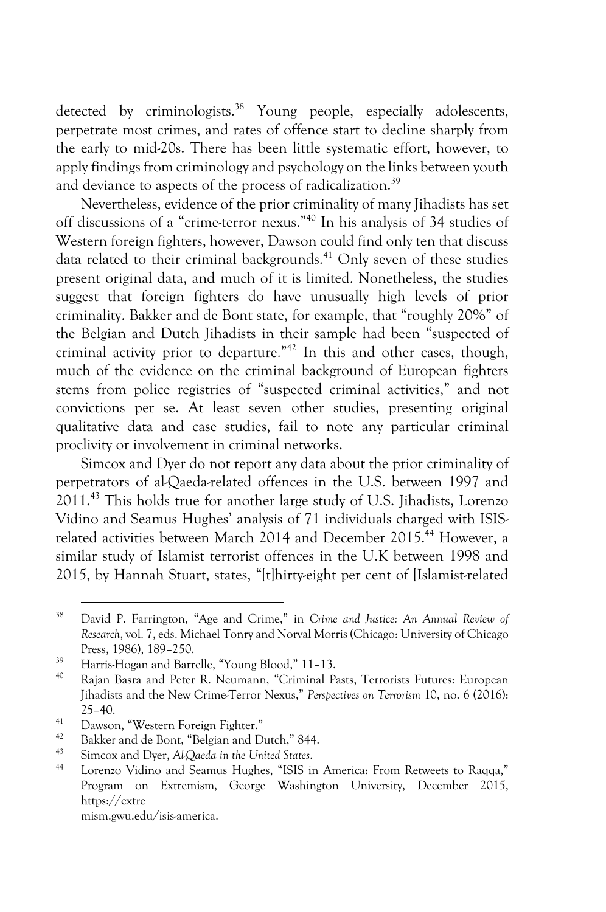detected by criminologists.[38] Young people, especially adolescents, perpetrate most crimes, and rates of offence start to decline sharply from the early to mid-20s. There has been little systematic effort, however, to apply findings from criminology and psychology on the links between youth and deviance to aspects of the process of radicalization.[39]

Nevertheless, evidence of the prior criminality of many Jihadists has set off discussions of a "crime-terror nexus."[40] In his analysis of 34 studies of Western foreign fighters, however, Dawson could find only ten that discuss data related to their criminal backgrounds.[41] Only seven of these studies present original data, and much of it is limited. Nonetheless, the studies suggest that foreign fighters do have unusually high levels of prior criminality. Bakker and de Bont state, for example, that "roughly 20%" of the Belgian and Dutch Jihadists in their sample had been "suspected of criminal activity prior to departure."[42] In this and other cases, though, much of the evidence on the criminal background of European fighters stems from police registries of "suspected criminal activities," and not convictions per se. At least seven other studies, presenting original qualitative data and case studies, fail to note any particular criminal proclivity or involvement in criminal networks.

Simcox and Dyer do not report any data about the prior criminality of perpetrators of al-Qaeda-related offences in the U.S. between 1997 and 2011.[43] This holds true for another large study of U.S. Jihadists, Lorenzo Vidino and Seamus Hughes' analysis of 71 individuals charged with ISIS-related activities between March 2014 and December 2015.[44] However, a similar study of Islamist terrorist offences in the U.K between 1998 and 2015, by Hannah Stuart, states, "[t]hirty-eight per cent of [Islamist-related

---

[38] David P. Farrington, "Age and Crime," in *Crime and Justice: An Annual Review of Research*, vol. 7, eds. Michael Tonry and Norval Morris (Chicago: University of Chicago Press, 1986), 189–250.

[39] Harris-Hogan and Barrelle, "Young Blood," 11–13.

[40] Rajan Basra and Peter R. Neumann, "Criminal Pasts, Terrorists Futures: European Jihadists and the New Crime-Terror Nexus," *Perspectives on Terrorism* 10, no. 6 (2016): 25–40.

[41] Dawson, "Western Foreign Fighter."

[42] Bakker and de Bont, "Belgian and Dutch," 844.

[43] Simcox and Dyer, *Al-Qaeda in the United States*.

[44] Lorenzo Vidino and Seamus Hughes, "ISIS in America: From Retweets to Raqqa," Program on Extremism, George Washington University, December 2015, https://extremism.gwu.edu/isis-america.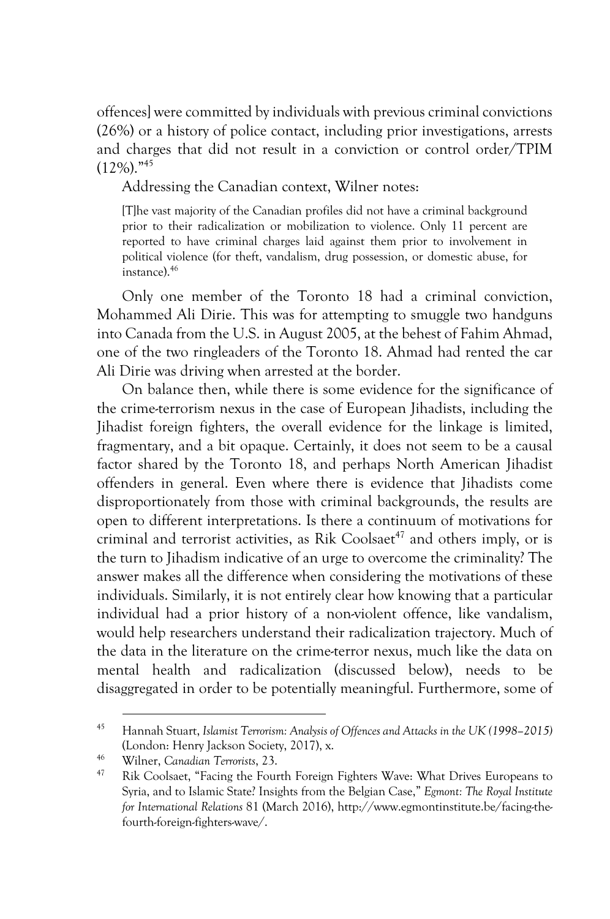offences] were committed by individuals with previous criminal convictions (26%) or a history of police contact, including prior investigations, arrests and charges that did not result in a conviction or control order/TPIM (12%)."[45]

Addressing the Canadian context, Wilner notes:

> [T]he vast majority of the Canadian profiles did not have a criminal background prior to their radicalization or mobilization to violence. Only 11 percent are reported to have criminal charges laid against them prior to involvement in political violence (for theft, vandalism, drug possession, or domestic abuse, for instance).[46]

Only one member of the Toronto 18 had a criminal conviction, Mohammed Ali Dirie. This was for attempting to smuggle two handguns into Canada from the U.S. in August 2005, at the behest of Fahim Ahmad, one of the two ringleaders of the Toronto 18. Ahmad had rented the car Ali Dirie was driving when arrested at the border.

On balance then, while there is some evidence for the significance of the crime-terrorism nexus in the case of European Jihadists, including the Jihadist foreign fighters, the overall evidence for the linkage is limited, fragmentary, and a bit opaque. Certainly, it does not seem to be a causal factor shared by the Toronto 18, and perhaps North American Jihadist offenders in general. Even where there is evidence that Jihadists come disproportionately from those with criminal backgrounds, the results are open to different interpretations. Is there a continuum of motivations for criminal and terrorist activities, as Rik Coolsaet[47] and others imply, or is the turn to Jihadism indicative of an urge to overcome the criminality? The answer makes all the difference when considering the motivations of these individuals. Similarly, it is not entirely clear how knowing that a particular individual had a prior history of a non-violent offence, like vandalism, would help researchers understand their radicalization trajectory. Much of the data in the literature on the crime-terror nexus, much like the data on mental health and radicalization (discussed below), needs to be disaggregated in order to be potentially meaningful. Furthermore, some of

---

[45] Hannah Stuart, *Islamist Terrorism: Analysis of Offences and Attacks in the UK (1998–2015)* (London: Henry Jackson Society, 2017), x.

[46] Wilner, *Canadian Terrorists*, 23.

[47] Rik Coolsaet, "Facing the Fourth Foreign Fighters Wave: What Drives Europeans to Syria, and to Islamic State? Insights from the Belgian Case," *Egmont: The Royal Institute for International Relations* 81 (March 2016), http://www.egmontinstitute.be/facing-the-fourth-foreign-fighters-wave/.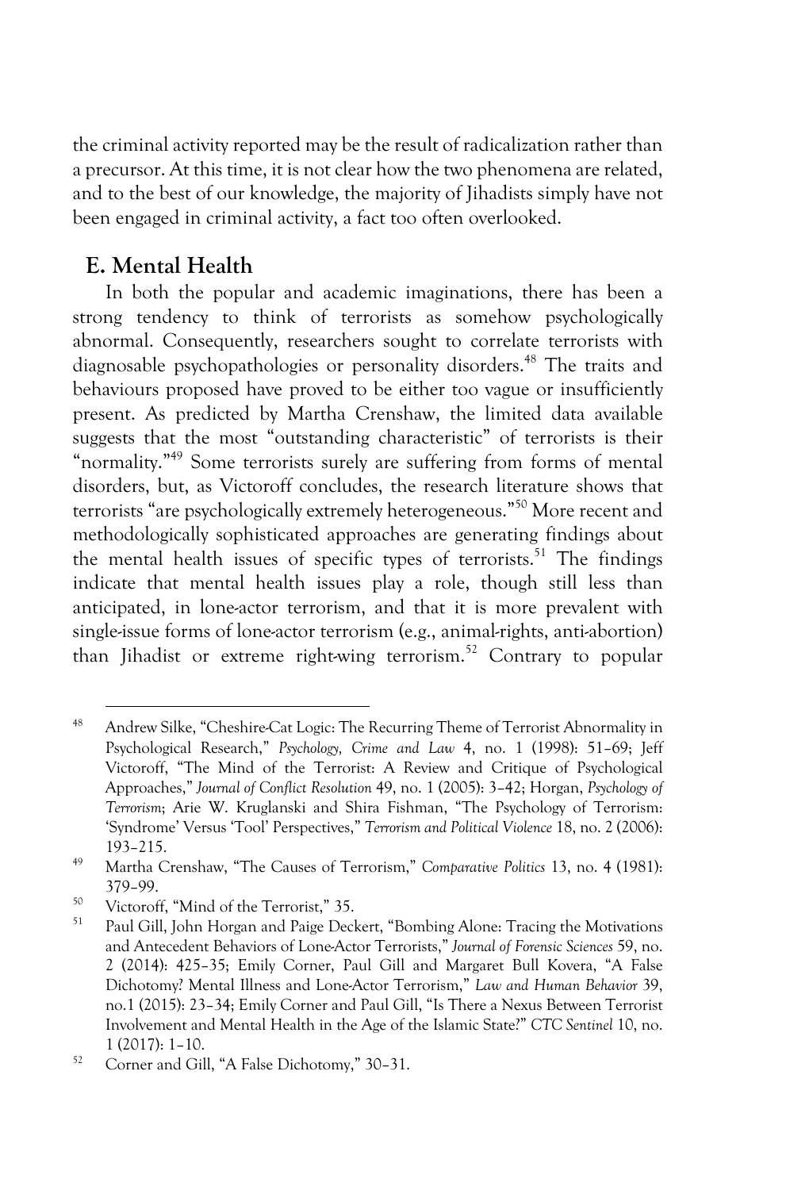the criminal activity reported may be the result of radicalization rather than a precursor. At this time, it is not clear how the two phenomena are related, and to the best of our knowledge, the majority of Jihadists simply have not been engaged in criminal activity, a fact too often overlooked.

## E. Mental Health

In both the popular and academic imaginations, there has been a strong tendency to think of terrorists as somehow psychologically abnormal. Consequently, researchers sought to correlate terrorists with diagnosable psychopathologies or personality disorders.[48] The traits and behaviours proposed have proved to be either too vague or insufficiently present. As predicted by Martha Crenshaw, the limited data available suggests that the most "outstanding characteristic" of terrorists is their "normality."[49] Some terrorists surely are suffering from forms of mental disorders, but, as Victoroff concludes, the research literature shows that terrorists "are psychologically extremely heterogeneous."[50] More recent and methodologically sophisticated approaches are generating findings about the mental health issues of specific types of terrorists.[51] The findings indicate that mental health issues play a role, though still less than anticipated, in lone-actor terrorism, and that it is more prevalent with single-issue forms of lone-actor terrorism (e.g., animal-rights, anti-abortion) than Jihadist or extreme right-wing terrorism.[52] Contrary to popular

---

[48] Andrew Silke, "Cheshire-Cat Logic: The Recurring Theme of Terrorist Abnormality in Psychological Research," *Psychology, Crime and Law* 4, no. 1 (1998): 51–69; Jeff Victoroff, "The Mind of the Terrorist: A Review and Critique of Psychological Approaches," *Journal of Conflict Resolution* 49, no. 1 (2005): 3–42; Horgan, *Psychology of Terrorism*; Arie W. Kruglanski and Shira Fishman, "The Psychology of Terrorism: 'Syndrome' Versus 'Tool' Perspectives," *Terrorism and Political Violence* 18, no. 2 (2006): 193–215.

[49] Martha Crenshaw, "The Causes of Terrorism," *Comparative Politics* 13, no. 4 (1981): 379–99.

[50] Victoroff, "Mind of the Terrorist," 35.

[51] Paul Gill, John Horgan and Paige Deckert, "Bombing Alone: Tracing the Motivations and Antecedent Behaviors of Lone-Actor Terrorists," *Journal of Forensic Sciences* 59, no. 2 (2014): 425–35; Emily Corner, Paul Gill and Margaret Bull Kovera, "A False Dichotomy? Mental Illness and Lone-Actor Terrorism," *Law and Human Behavior* 39, no.1 (2015): 23–34; Emily Corner and Paul Gill, "Is There a Nexus Between Terrorist Involvement and Mental Health in the Age of the Islamic State?" *CTC Sentinel* 10, no. 1 (2017): 1–10.

[52] Corner and Gill, "A False Dichotomy," 30–31.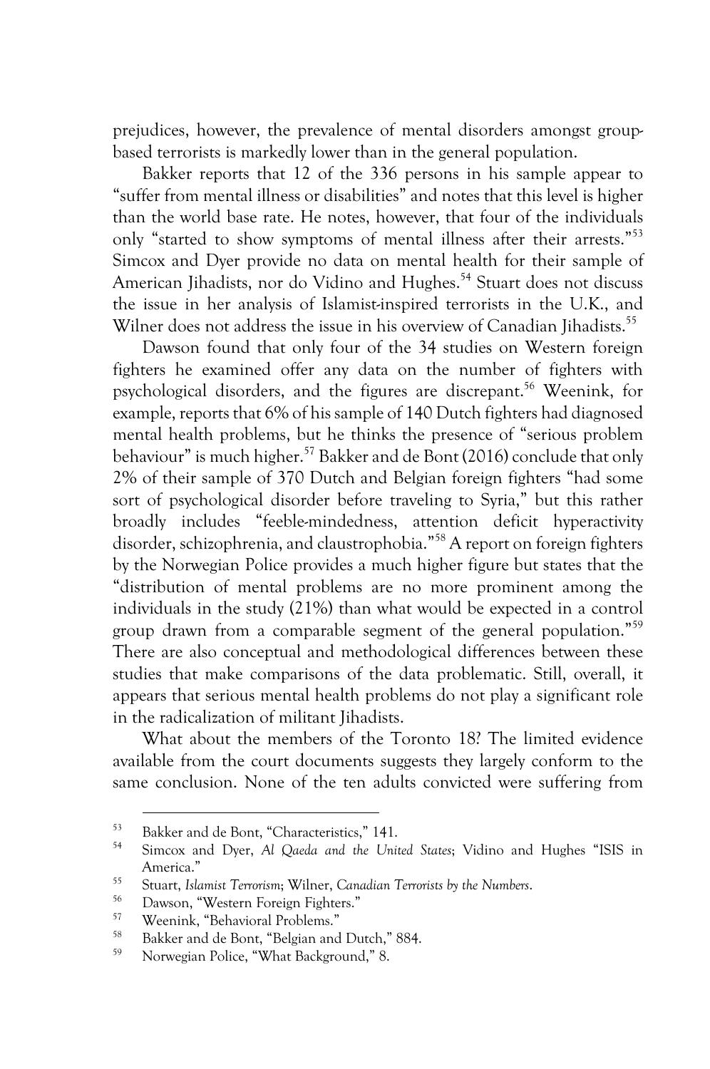prejudices, however, the prevalence of mental disorders amongst group-based terrorists is markedly lower than in the general population.

Bakker reports that 12 of the 336 persons in his sample appear to "suffer from mental illness or disabilities" and notes that this level is higher than the world base rate. He notes, however, that four of the individuals only "started to show symptoms of mental illness after their arrests."[53] Simcox and Dyer provide no data on mental health for their sample of American Jihadists, nor do Vidino and Hughes.[54] Stuart does not discuss the issue in her analysis of Islamist-inspired terrorists in the U.K., and Wilner does not address the issue in his overview of Canadian Jihadists.[55]

Dawson found that only four of the 34 studies on Western foreign fighters he examined offer any data on the number of fighters with psychological disorders, and the figures are discrepant.[56] Weenink, for example, reports that 6% of his sample of 140 Dutch fighters had diagnosed mental health problems, but he thinks the presence of "serious problem behaviour" is much higher.[57] Bakker and de Bont (2016) conclude that only 2% of their sample of 370 Dutch and Belgian foreign fighters "had some sort of psychological disorder before traveling to Syria," but this rather broadly includes "feeble-mindedness, attention deficit hyperactivity disorder, schizophrenia, and claustrophobia."[58] A report on foreign fighters by the Norwegian Police provides a much higher figure but states that the "distribution of mental problems are no more prominent among the individuals in the study (21%) than what would be expected in a control group drawn from a comparable segment of the general population."[59] There are also conceptual and methodological differences between these studies that make comparisons of the data problematic. Still, overall, it appears that serious mental health problems do not play a significant role in the radicalization of militant Jihadists.

What about the members of the Toronto 18? The limited evidence available from the court documents suggests they largely conform to the same conclusion. None of the ten adults convicted were suffering from

---

[53] Bakker and de Bont, "Characteristics," 141.

[54] Simcox and Dyer, *Al Qaeda and the United States*; Vidino and Hughes "ISIS in America."

[55] Stuart, *Islamist Terrorism*; Wilner, *Canadian Terrorists by the Numbers*.

[56] Dawson, "Western Foreign Fighters."

[57] Weenink, "Behavioral Problems."

[58] Bakker and de Bont, "Belgian and Dutch," 884.

[59] Norwegian Police, "What Background," 8.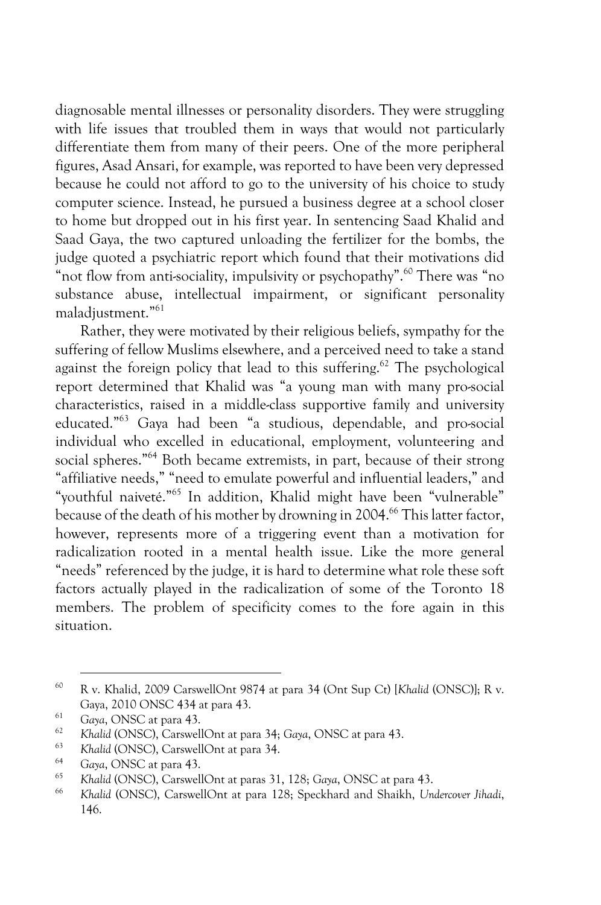diagnosable mental illnesses or personality disorders. They were struggling with life issues that troubled them in ways that would not particularly differentiate them from many of their peers. One of the more peripheral figures, Asad Ansari, for example, was reported to have been very depressed because he could not afford to go to the university of his choice to study computer science. Instead, he pursued a business degree at a school closer to home but dropped out in his first year. In sentencing Saad Khalid and Saad Gaya, the two captured unloading the fertilizer for the bombs, the judge quoted a psychiatric report which found that their motivations did "not flow from anti-sociality, impulsivity or psychopathy".[60] There was "no substance abuse, intellectual impairment, or significant personality maladjustment."[61]

Rather, they were motivated by their religious beliefs, sympathy for the suffering of fellow Muslims elsewhere, and a perceived need to take a stand against the foreign policy that lead to this suffering.[62] The psychological report determined that Khalid was "a young man with many pro-social characteristics, raised in a middle-class supportive family and university educated."[63] Gaya had been "a studious, dependable, and pro-social individual who excelled in educational, employment, volunteering and social spheres."[64] Both became extremists, in part, because of their strong "affiliative needs," "need to emulate powerful and influential leaders," and "youthful naiveté."[65] In addition, Khalid might have been "vulnerable" because of the death of his mother by drowning in 2004.[66] This latter factor, however, represents more of a triggering event than a motivation for radicalization rooted in a mental health issue. Like the more general "needs" referenced by the judge, it is hard to determine what role these soft factors actually played in the radicalization of some of the Toronto 18 members. The problem of specificity comes to the fore again in this situation.

---

[60] R v. Khalid, 2009 CarswellOnt 9874 at para 34 (Ont Sup Ct) [*Khalid* (ONSC)]; R v. Gaya, 2010 ONSC 434 at para 43.

[61] *Gaya*, ONSC at para 43.

[62] *Khalid* (ONSC), CarswellOnt at para 34; *Gaya*, ONSC at para 43.

[63] *Khalid* (ONSC), CarswellOnt at para 34.

[64] *Gaya*, ONSC at para 43.

[65] *Khalid* (ONSC), CarswellOnt at paras 31, 128; *Gaya*, ONSC at para 43.

[66] *Khalid* (ONSC), CarswellOnt at para 128; Speckhard and Shaikh, *Undercover Jihadi*, 146.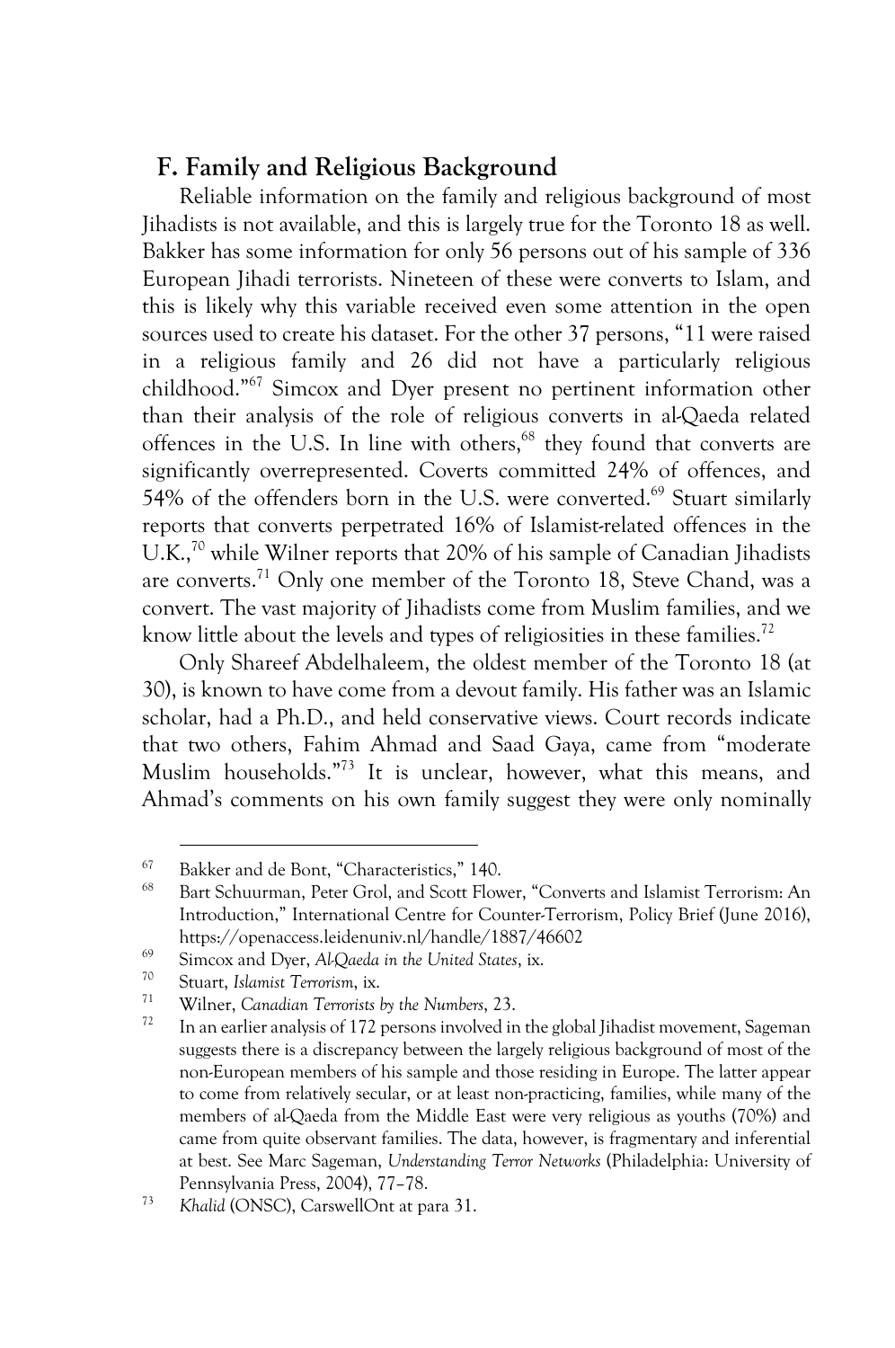## F. Family and Religious Background

Reliable information on the family and religious background of most Jihadists is not available, and this is largely true for the Toronto 18 as well. Bakker has some information for only 56 persons out of his sample of 336 European Jihadi terrorists. Nineteen of these were converts to Islam, and this is likely why this variable received even some attention in the open sources used to create his dataset. For the other 37 persons, "11 were raised in a religious family and 26 did not have a particularly religious childhood."[67] Simcox and Dyer present no pertinent information other than their analysis of the role of religious converts in al-Qaeda related offences in the U.S. In line with others,[68] they found that converts are significantly overrepresented. Coverts committed 24% of offences, and 54% of the offenders born in the U.S. were converted.[69] Stuart similarly reports that converts perpetrated 16% of Islamist-related offences in the U.K.,[70] while Wilner reports that 20% of his sample of Canadian Jihadists are converts.[71] Only one member of the Toronto 18, Steve Chand, was a convert. The vast majority of Jihadists come from Muslim families, and we know little about the levels and types of religiosities in these families.[72]

Only Shareef Abdelhaleem, the oldest member of the Toronto 18 (at 30), is known to have come from a devout family. His father was an Islamic scholar, had a Ph.D., and held conservative views. Court records indicate that two others, Fahim Ahmad and Saad Gaya, came from "moderate Muslim households."[73] It is unclear, however, what this means, and Ahmad's comments on his own family suggest they were only nominally

---

[67] Bakker and de Bont, "Characteristics," 140.

[68] Bart Schuurman, Peter Grol, and Scott Flower, "Converts and Islamist Terrorism: An Introduction," International Centre for Counter-Terrorism, Policy Brief (June 2016), https://openaccess.leidenuniv.nl/handle/1887/46602

[69] Simcox and Dyer, *Al-Qaeda in the United States*, ix.

[70] Stuart, *Islamist Terrorism*, ix.

[71] Wilner, *Canadian Terrorists by the Numbers*, 23.

[72] In an earlier analysis of 172 persons involved in the global Jihadist movement, Sageman suggests there is a discrepancy between the largely religious background of most of the non-European members of his sample and those residing in Europe. The latter appear to come from relatively secular, or at least non-practicing, families, while many of the members of al-Qaeda from the Middle East were very religious as youths (70%) and came from quite observant families. The data, however, is fragmentary and inferential at best. See Marc Sageman, *Understanding Terror Networks* (Philadelphia: University of Pennsylvania Press, 2004), 77–78.

[73] *Khalid* (ONSC), CarswellOnt at para 31.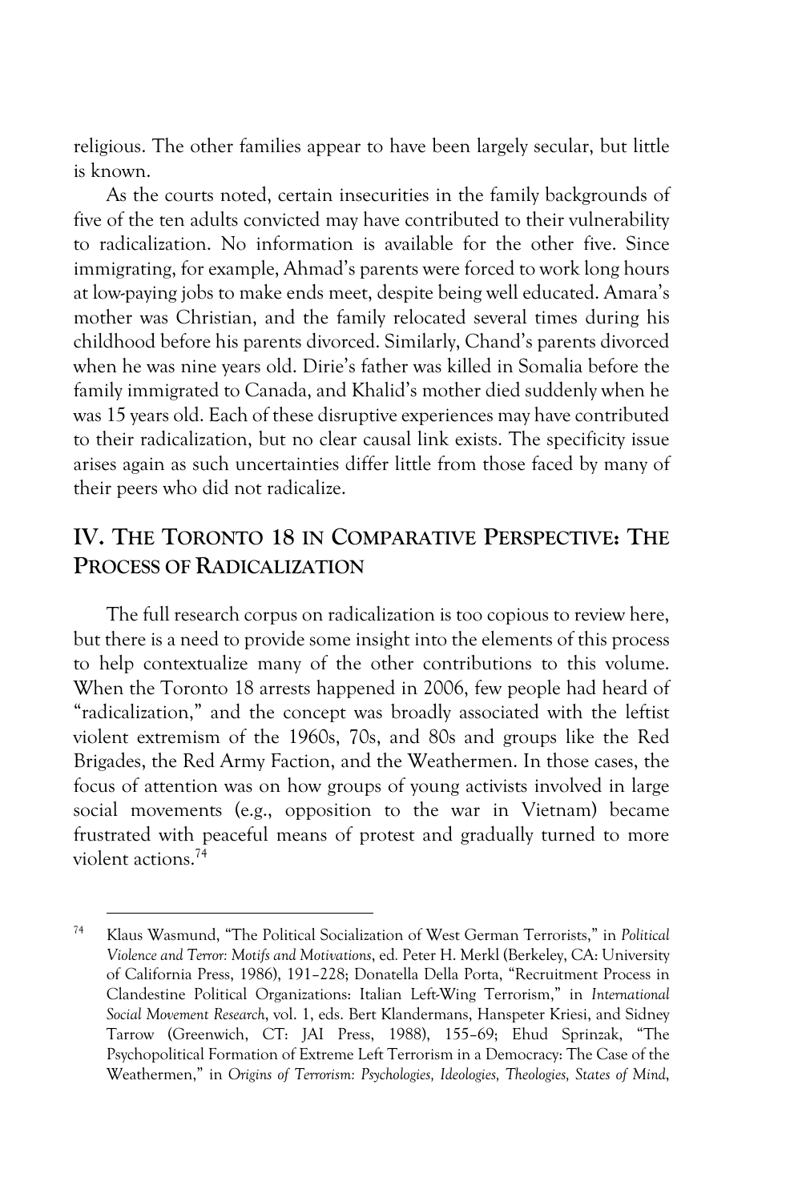religious. The other families appear to have been largely secular, but little is known.

As the courts noted, certain insecurities in the family backgrounds of five of the ten adults convicted may have contributed to their vulnerability to radicalization. No information is available for the other five. Since immigrating, for example, Ahmad's parents were forced to work long hours at low-paying jobs to make ends meet, despite being well educated. Amara's mother was Christian, and the family relocated several times during his childhood before his parents divorced. Similarly, Chand's parents divorced when he was nine years old. Dirie's father was killed in Somalia before the family immigrated to Canada, and Khalid's mother died suddenly when he was 15 years old. Each of these disruptive experiences may have contributed to their radicalization, but no clear causal link exists. The specificity issue arises again as such uncertainties differ little from those faced by many of their peers who did not radicalize.

## IV. The Toronto 18 in Comparative Perspective: The Process of Radicalization

The full research corpus on radicalization is too copious to review here, but there is a need to provide some insight into the elements of this process to help contextualize many of the other contributions to this volume. When the Toronto 18 arrests happened in 2006, few people had heard of "radicalization," and the concept was broadly associated with the leftist violent extremism of the 1960s, 70s, and 80s and groups like the Red Brigades, the Red Army Faction, and the Weathermen. In those cases, the focus of attention was on how groups of young activists involved in large social movements (e.g., opposition to the war in Vietnam) became frustrated with peaceful means of protest and gradually turned to more violent actions.[74]

---

[74] Klaus Wasmund, "The Political Socialization of West German Terrorists," in *Political Violence and Terror: Motifs and Motivations*, ed. Peter H. Merkl (Berkeley, CA: University of California Press, 1986), 191–228; Donatella Della Porta, "Recruitment Process in Clandestine Political Organizations: Italian Left-Wing Terrorism," in *International Social Movement Research*, vol. 1, eds. Bert Klandermans, Hanspeter Kriesi, and Sidney Tarrow (Greenwich, CT: JAI Press, 1988), 155–69; Ehud Sprinzak, "The Psychopolitical Formation of Extreme Left Terrorism in a Democracy: The Case of the Weathermen," in *Origins of Terrorism: Psychologies, Ideologies, Theologies, States of Mind*,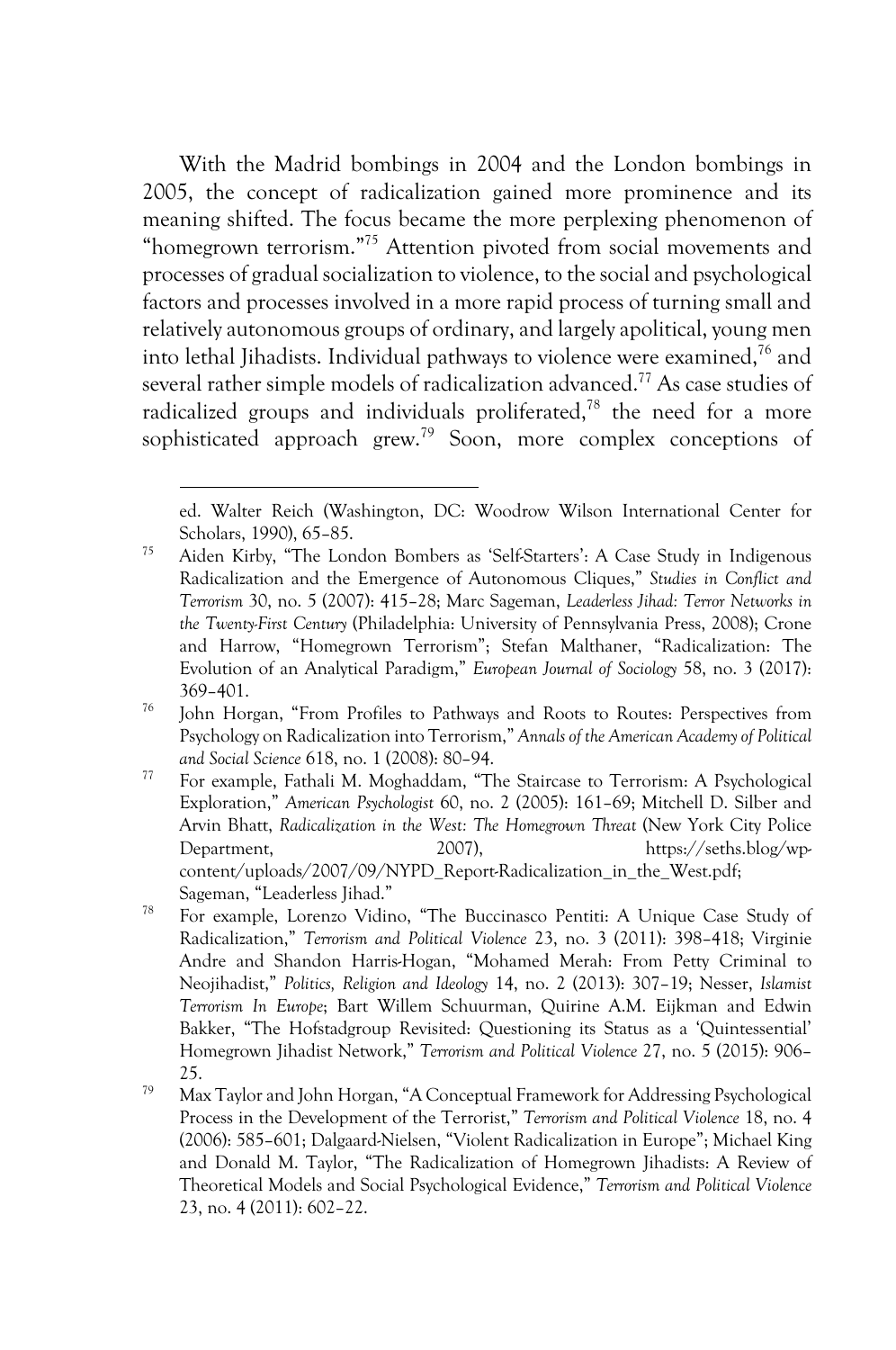With the Madrid bombings in 2004 and the London bombings in 2005, the concept of radicalization gained more prominence and its meaning shifted. The focus became the more perplexing phenomenon of "homegrown terrorism."[75] Attention pivoted from social movements and processes of gradual socialization to violence, to the social and psychological factors and processes involved in a more rapid process of turning small and relatively autonomous groups of ordinary, and largely apolitical, young men into lethal Jihadists. Individual pathways to violence were examined,[76] and several rather simple models of radicalization advanced.[77] As case studies of radicalized groups and individuals proliferated,[78] the need for a more sophisticated approach grew.[79] Soon, more complex conceptions of

---

ed. Walter Reich (Washington, DC: Woodrow Wilson International Center for Scholars, 1990), 65–85.

[75] Aiden Kirby, "The London Bombers as 'Self-Starters': A Case Study in Indigenous Radicalization and the Emergence of Autonomous Cliques," *Studies in Conflict and Terrorism* 30, no. 5 (2007): 415–28; Marc Sageman, *Leaderless Jihad: Terror Networks in the Twenty-First Century* (Philadelphia: University of Pennsylvania Press, 2008); Crone and Harrow, "Homegrown Terrorism"; Stefan Malthaner, "Radicalization: The Evolution of an Analytical Paradigm," *European Journal of Sociology* 58, no. 3 (2017): 369–401.

[76] John Horgan, "From Profiles to Pathways and Roots to Routes: Perspectives from Psychology on Radicalization into Terrorism," *Annals of the American Academy of Political and Social Science* 618, no. 1 (2008): 80–94.

[77] For example, Fathali M. Moghaddam, "The Staircase to Terrorism: A Psychological Exploration," *American Psychologist* 60, no. 2 (2005): 161–69; Mitchell D. Silber and Arvin Bhatt, *Radicalization in the West: The Homegrown Threat* (New York City Police Department, 2007), https://seths.blog/wp-content/uploads/2007/09/NYPD_Report-Radicalization_in_the_West.pdf; Sageman, "Leaderless Jihad."

[78] For example, Lorenzo Vidino, "The Buccinasco Pentiti: A Unique Case Study of Radicalization," *Terrorism and Political Violence* 23, no. 3 (2011): 398–418; Virginie Andre and Shandon Harris-Hogan, "Mohamed Merah: From Petty Criminal to Neojihadist," *Politics, Religion and Ideology* 14, no. 2 (2013): 307–19; Nesser, *Islamist Terrorism In Europe*; Bart Willem Schuurman, Quirine A.M. Eijkman and Edwin Bakker, "The Hofstadgroup Revisited: Questioning its Status as a 'Quintessential' Homegrown Jihadist Network," *Terrorism and Political Violence* 27, no. 5 (2015): 906–25.

[79] Max Taylor and John Horgan, "A Conceptual Framework for Addressing Psychological Process in the Development of the Terrorist," *Terrorism and Political Violence* 18, no. 4 (2006): 585–601; Dalgaard-Nielsen, "Violent Radicalization in Europe"; Michael King and Donald M. Taylor, "The Radicalization of Homegrown Jihadists: A Review of Theoretical Models and Social Psychological Evidence," *Terrorism and Political Violence* 23, no. 4 (2011): 602–22.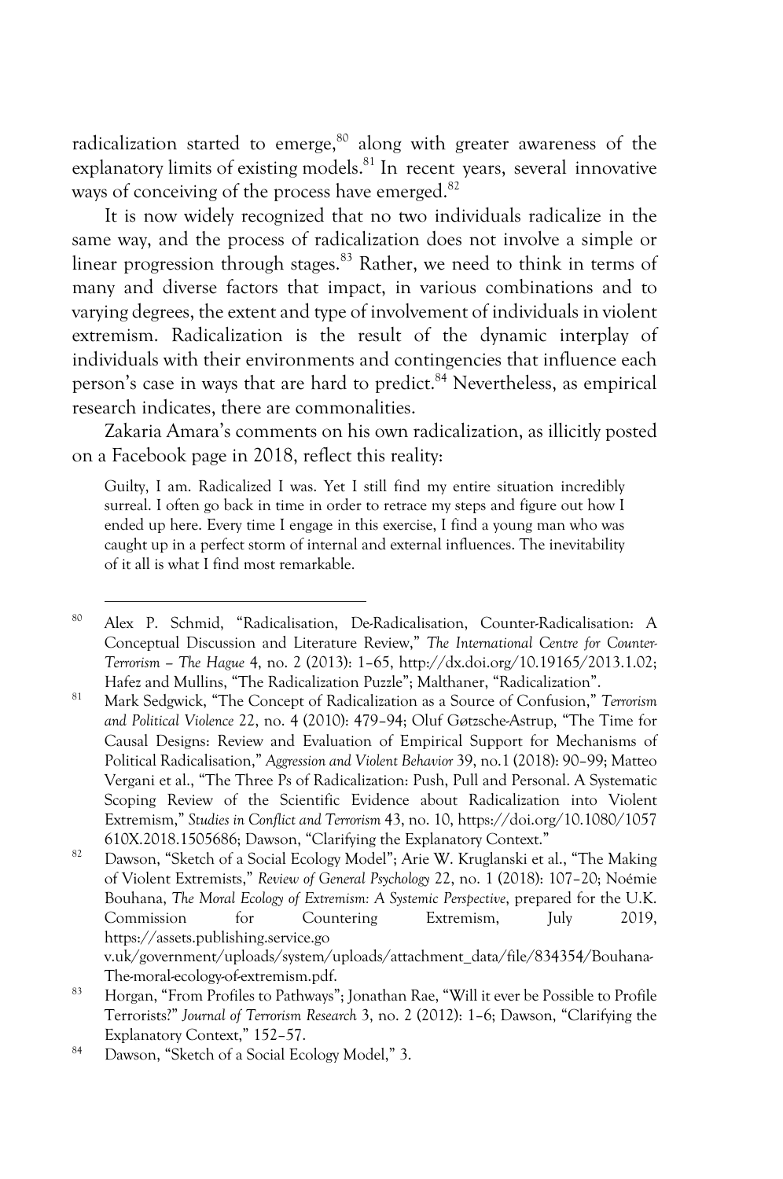radicalization started to emerge,[80] along with greater awareness of the explanatory limits of existing models.[81] In recent years, several innovative ways of conceiving of the process have emerged.[82]

It is now widely recognized that no two individuals radicalize in the same way, and the process of radicalization does not involve a simple or linear progression through stages.[83] Rather, we need to think in terms of many and diverse factors that impact, in various combinations and to varying degrees, the extent and type of involvement of individuals in violent extremism. Radicalization is the result of the dynamic interplay of individuals with their environments and contingencies that influence each person's case in ways that are hard to predict.[84] Nevertheless, as empirical research indicates, there are commonalities.

Zakaria Amara's comments on his own radicalization, as illicitly posted on a Facebook page in 2018, reflect this reality:

> Guilty, I am. Radicalized I was. Yet I still find my entire situation incredibly surreal. I often go back in time in order to retrace my steps and figure out how I ended up here. Every time I engage in this exercise, I find a young man who was caught up in a perfect storm of internal and external influences. The inevitability of it all is what I find most remarkable.

---

[80] Alex P. Schmid, "Radicalisation, De-Radicalisation, Counter-Radicalisation: A Conceptual Discussion and Literature Review," *The International Centre for Counter-Terrorism – The Hague* 4, no. 2 (2013): 1–65, http://dx.doi.org/10.19165/2013.1.02; Hafez and Mullins, "The Radicalization Puzzle"; Malthaner, "Radicalization".

[81] Mark Sedgwick, "The Concept of Radicalization as a Source of Confusion," *Terrorism and Political Violence* 22, no. 4 (2010): 479–94; Oluf Gøtzsche-Astrup, "The Time for Causal Designs: Review and Evaluation of Empirical Support for Mechanisms of Political Radicalisation," *Aggression and Violent Behavior* 39, no.1 (2018): 90–99; Matteo Vergani et al., "The Three Ps of Radicalization: Push, Pull and Personal. A Systematic Scoping Review of the Scientific Evidence about Radicalization into Violent Extremism," *Studies in Conflict and Terrorism* 43, no. 10, https://doi.org/10.1080/1057610X.2018.1505686; Dawson, "Clarifying the Explanatory Context."

[82] Dawson, "Sketch of a Social Ecology Model"; Arie W. Kruglanski et al., "The Making of Violent Extremists," *Review of General Psychology* 22, no. 1 (2018): 107–20; Noémie Bouhana, *The Moral Ecology of Extremism: A Systemic Perspective*, prepared for the U.K. Commission for Countering Extremism, July 2019, https://assets.publishing.service.gov.uk/government/uploads/system/uploads/attachment_data/file/834354/Bouhana-The-moral-ecology-of-extremism.pdf.

[83] Horgan, "From Profiles to Pathways"; Jonathan Rae, "Will it ever be Possible to Profile Terrorists?" *Journal of Terrorism Research* 3, no. 2 (2012): 1–6; Dawson, "Clarifying the Explanatory Context," 152–57.

[84] Dawson, "Sketch of a Social Ecology Model," 3.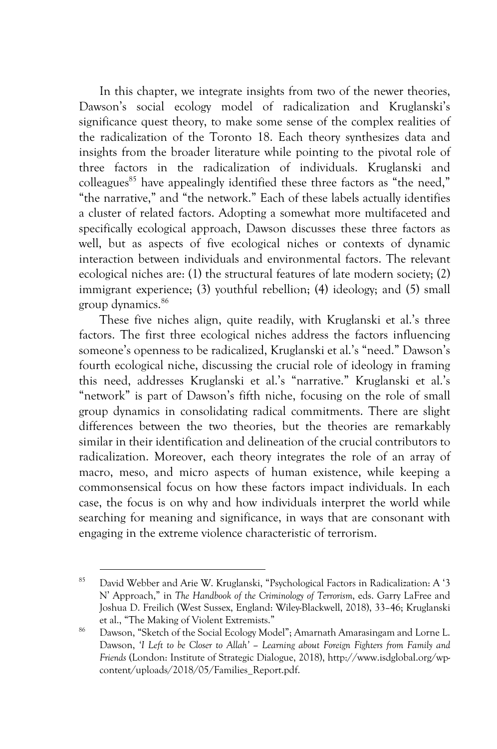In this chapter, we integrate insights from two of the newer theories, Dawson's social ecology model of radicalization and Kruglanski's significance quest theory, to make some sense of the complex realities of the radicalization of the Toronto 18. Each theory synthesizes data and insights from the broader literature while pointing to the pivotal role of three factors in the radicalization of individuals. Kruglanski and colleagues[85] have appealingly identified these three factors as "the need," "the narrative," and "the network." Each of these labels actually identifies a cluster of related factors. Adopting a somewhat more multifaceted and specifically ecological approach, Dawson discusses these three factors as well, but as aspects of five ecological niches or contexts of dynamic interaction between individuals and environmental factors. The relevant ecological niches are: (1) the structural features of late modern society; (2) immigrant experience; (3) youthful rebellion; (4) ideology; and (5) small group dynamics.[86]

These five niches align, quite readily, with Kruglanski et al.'s three factors. The first three ecological niches address the factors influencing someone's openness to be radicalized, Kruglanski et al.'s "need." Dawson's fourth ecological niche, discussing the crucial role of ideology in framing this need, addresses Kruglanski et al.'s "narrative." Kruglanski et al.'s "network" is part of Dawson's fifth niche, focusing on the role of small group dynamics in consolidating radical commitments. There are slight differences between the two theories, but the theories are remarkably similar in their identification and delineation of the crucial contributors to radicalization. Moreover, each theory integrates the role of an array of macro, meso, and micro aspects of human existence, while keeping a commonsensical focus on how these factors impact individuals. In each case, the focus is on why and how individuals interpret the world while searching for meaning and significance, in ways that are consonant with engaging in the extreme violence characteristic of terrorism.

---

[85] David Webber and Arie W. Kruglanski, "Psychological Factors in Radicalization: A '3 N' Approach," in *The Handbook of the Criminology of Terrorism*, eds. Garry LaFree and Joshua D. Freilich (West Sussex, England: Wiley-Blackwell, 2018), 33–46; Kruglanski et al., "The Making of Violent Extremists."

[86] Dawson, "Sketch of the Social Ecology Model"; Amarnath Amarasingam and Lorne L. Dawson, *'I Left to be Closer to Allah' – Learning about Foreign Fighters from Family and Friends* (London: Institute of Strategic Dialogue, 2018), http://www.isdglobal.org/wp-content/uploads/2018/05/Families_Report.pdf.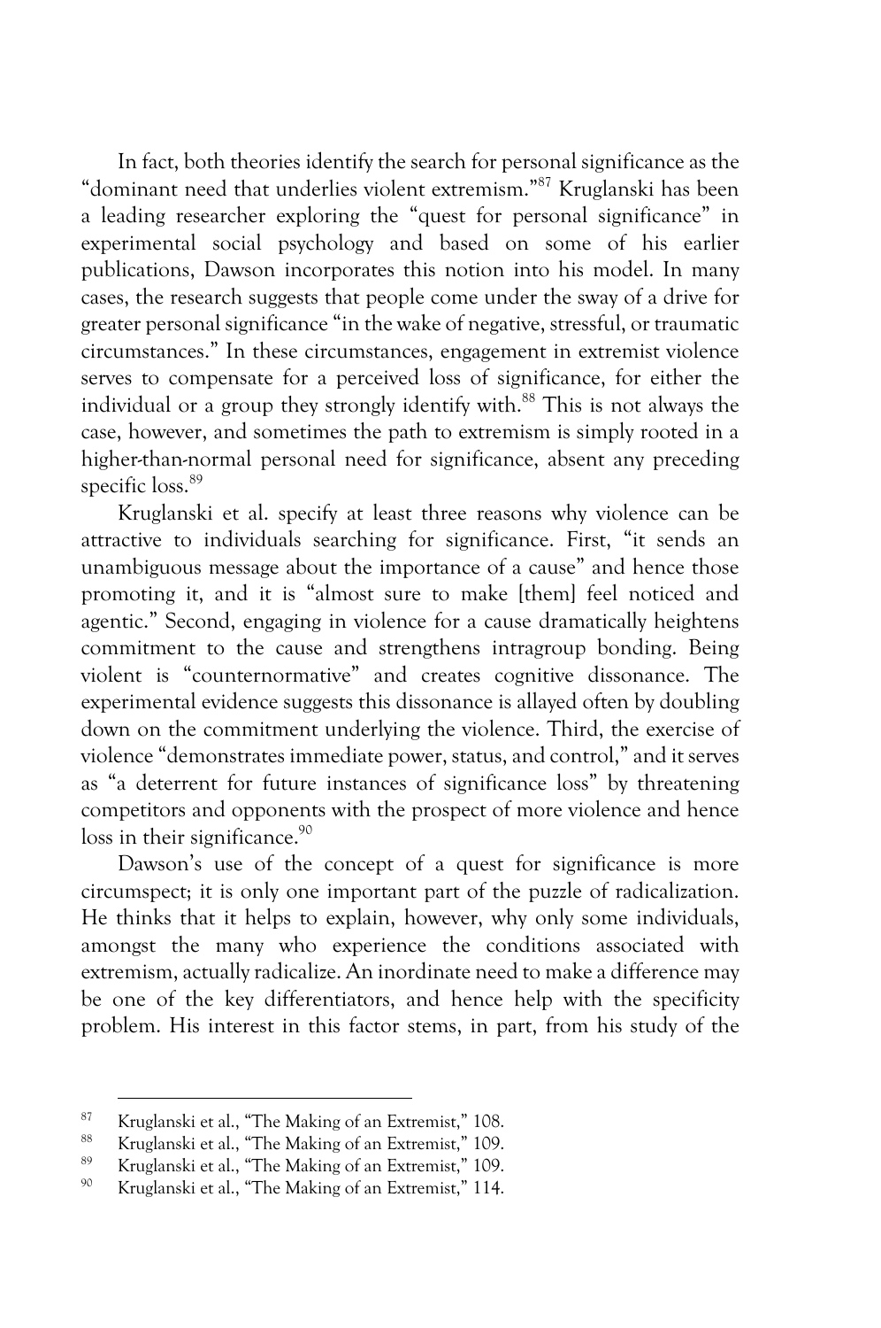In fact, both theories identify the search for personal significance as the "dominant need that underlies violent extremism."[87] Kruglanski has been a leading researcher exploring the "quest for personal significance" in experimental social psychology and based on some of his earlier publications, Dawson incorporates this notion into his model. In many cases, the research suggests that people come under the sway of a drive for greater personal significance "in the wake of negative, stressful, or traumatic circumstances." In these circumstances, engagement in extremist violence serves to compensate for a perceived loss of significance, for either the individual or a group they strongly identify with.[88] This is not always the case, however, and sometimes the path to extremism is simply rooted in a higher-than-normal personal need for significance, absent any preceding specific loss.[89]

Kruglanski et al. specify at least three reasons why violence can be attractive to individuals searching for significance. First, "it sends an unambiguous message about the importance of a cause" and hence those promoting it, and it is "almost sure to make [them] feel noticed and agentic." Second, engaging in violence for a cause dramatically heightens commitment to the cause and strengthens intragroup bonding. Being violent is "counternormative" and creates cognitive dissonance. The experimental evidence suggests this dissonance is allayed often by doubling down on the commitment underlying the violence. Third, the exercise of violence "demonstrates immediate power, status, and control," and it serves as "a deterrent for future instances of significance loss" by threatening competitors and opponents with the prospect of more violence and hence loss in their significance.[90]

Dawson's use of the concept of a quest for significance is more circumspect; it is only one important part of the puzzle of radicalization. He thinks that it helps to explain, however, why only some individuals, amongst the many who experience the conditions associated with extremism, actually radicalize. An inordinate need to make a difference may be one of the key differentiators, and hence help with the specificity problem. His interest in this factor stems, in part, from his study of the

---

[87] Kruglanski et al., "The Making of an Extremist," 108.

[88] Kruglanski et al., "The Making of an Extremist," 109.

[89] Kruglanski et al., "The Making of an Extremist," 109.

[90] Kruglanski et al., "The Making of an Extremist," 114.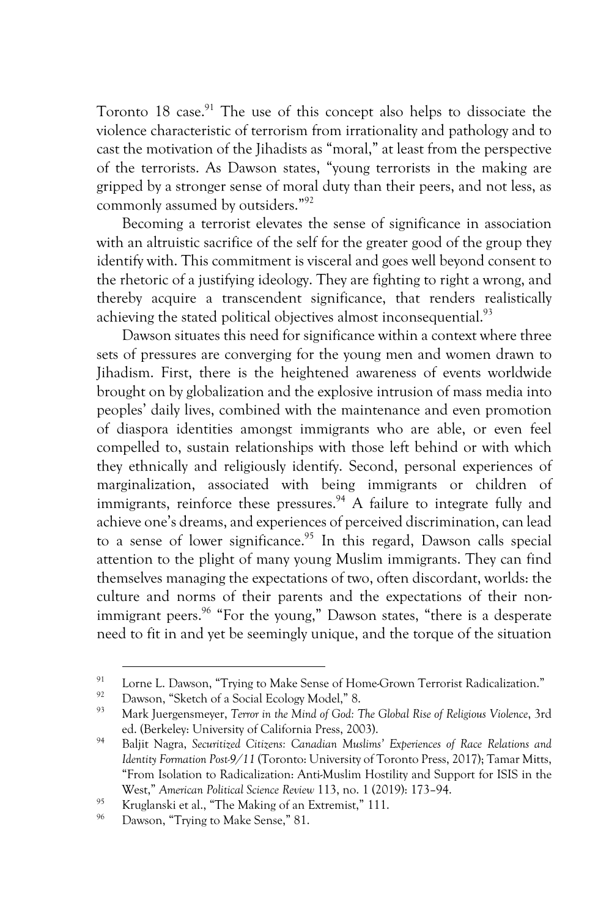Toronto 18 case.[91] The use of this concept also helps to dissociate the violence characteristic of terrorism from irrationality and pathology and to cast the motivation of the Jihadists as "moral," at least from the perspective of the terrorists. As Dawson states, "young terrorists in the making are gripped by a stronger sense of moral duty than their peers, and not less, as commonly assumed by outsiders."[92]

Becoming a terrorist elevates the sense of significance in association with an altruistic sacrifice of the self for the greater good of the group they identify with. This commitment is visceral and goes well beyond consent to the rhetoric of a justifying ideology. They are fighting to right a wrong, and thereby acquire a transcendent significance, that renders realistically achieving the stated political objectives almost inconsequential.[93]

Dawson situates this need for significance within a context where three sets of pressures are converging for the young men and women drawn to Jihadism. First, there is the heightened awareness of events worldwide brought on by globalization and the explosive intrusion of mass media into peoples' daily lives, combined with the maintenance and even promotion of diaspora identities amongst immigrants who are able, or even feel compelled to, sustain relationships with those left behind or with which they ethnically and religiously identify. Second, personal experiences of marginalization, associated with being immigrants or children of immigrants, reinforce these pressures.[94] A failure to integrate fully and achieve one's dreams, and experiences of perceived discrimination, can lead to a sense of lower significance.[95] In this regard, Dawson calls special attention to the plight of many young Muslim immigrants. They can find themselves managing the expectations of two, often discordant, worlds: the culture and norms of their parents and the expectations of their non-immigrant peers.[96] "For the young," Dawson states, "there is a desperate need to fit in and yet be seemingly unique, and the torque of the situation

---

[91] Lorne L. Dawson, "Trying to Make Sense of Home-Grown Terrorist Radicalization."

[92] Dawson, "Sketch of a Social Ecology Model," 8.

[93] Mark Juergensmeyer, *Terror in the Mind of God: The Global Rise of Religious Violence*, 3rd ed. (Berkeley: University of California Press, 2003).

[94] Baljit Nagra, *Securitized Citizens: Canadian Muslims' Experiences of Race Relations and Identity Formation Post-9/11* (Toronto: University of Toronto Press, 2017); Tamar Mitts, "From Isolation to Radicalization: Anti-Muslim Hostility and Support for ISIS in the West," *American Political Science Review* 113, no. 1 (2019): 173–94.

[95] Kruglanski et al., "The Making of an Extremist," 111.

[96] Dawson, "Trying to Make Sense," 81.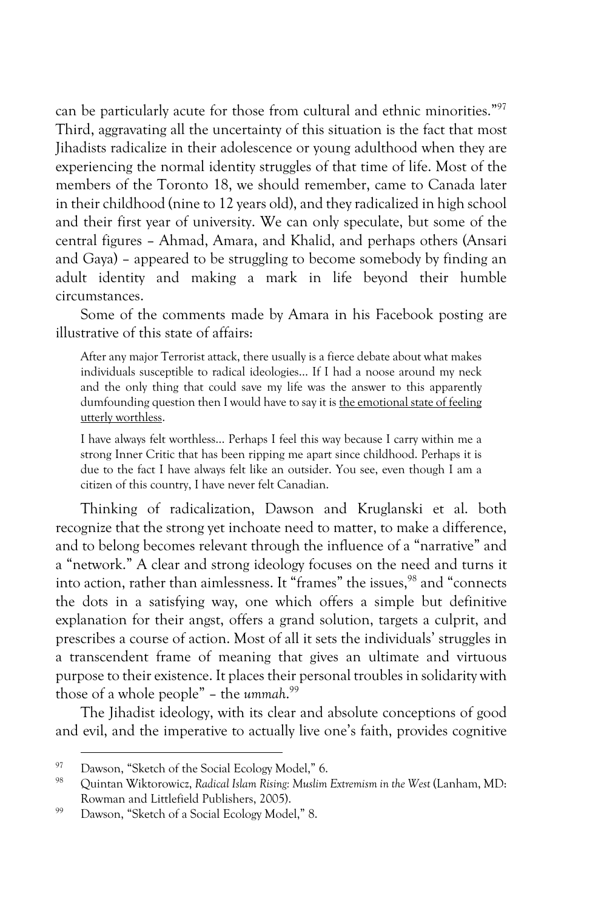can be particularly acute for those from cultural and ethnic minorities."[97] Third, aggravating all the uncertainty of this situation is the fact that most Jihadists radicalize in their adolescence or young adulthood when they are experiencing the normal identity struggles of that time of life. Most of the members of the Toronto 18, we should remember, came to Canada later in their childhood (nine to 12 years old), and they radicalized in high school and their first year of university. We can only speculate, but some of the central figures – Ahmad, Amara, and Khalid, and perhaps others (Ansari and Gaya) – appeared to be struggling to become somebody by finding an adult identity and making a mark in life beyond their humble circumstances.

Some of the comments made by Amara in his Facebook posting are illustrative of this state of affairs:

> After any major Terrorist attack, there usually is a fierce debate about what makes individuals susceptible to radical ideologies… If I had a noose around my neck and the only thing that could save my life was the answer to this apparently dumfounding question then I would have to say it is <u>the emotional state of feeling utterly worthless</u>.
>
> I have always felt worthless… Perhaps I feel this way because I carry within me a strong Inner Critic that has been ripping me apart since childhood. Perhaps it is due to the fact I have always felt like an outsider. You see, even though I am a citizen of this country, I have never felt Canadian.

Thinking of radicalization, Dawson and Kruglanski et al. both recognize that the strong yet inchoate need to matter, to make a difference, and to belong becomes relevant through the influence of a "narrative" and a "network." A clear and strong ideology focuses on the need and turns it into action, rather than aimlessness. It "frames" the issues,[98] and "connects the dots in a satisfying way, one which offers a simple but definitive explanation for their angst, offers a grand solution, targets a culprit, and prescribes a course of action. Most of all it sets the individuals' struggles in a transcendent frame of meaning that gives an ultimate and virtuous purpose to their existence. It places their personal troubles in solidarity with those of a whole people" – the *ummah*.[99]

The Jihadist ideology, with its clear and absolute conceptions of good and evil, and the imperative to actually live one's faith, provides cognitive

---

[97] Dawson, "Sketch of the Social Ecology Model," 6.

[98] Quintan Wiktorowicz, *Radical Islam Rising: Muslim Extremism in the West* (Lanham, MD: Rowman and Littlefield Publishers, 2005).

[99] Dawson, "Sketch of a Social Ecology Model," 8.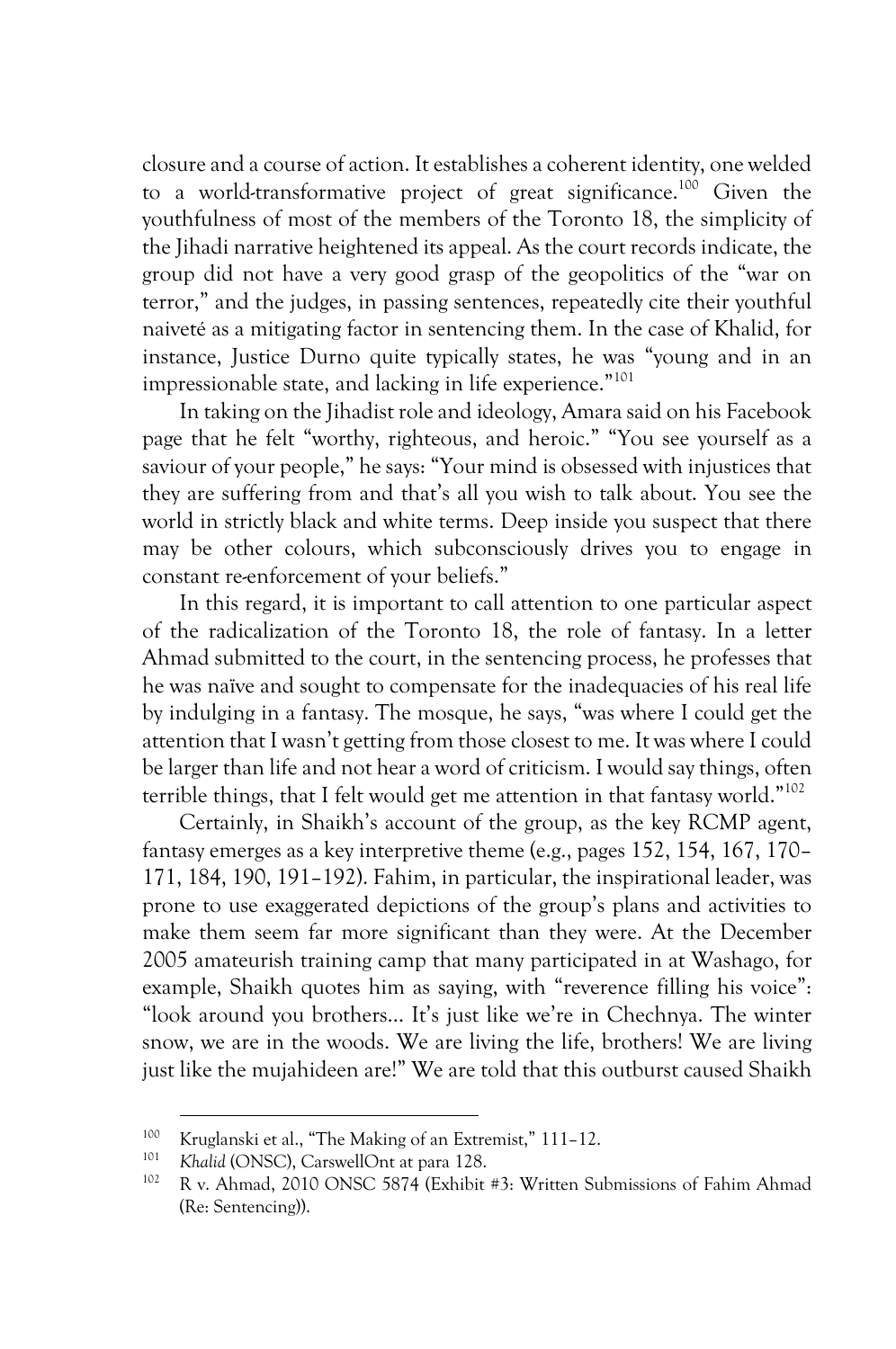closure and a course of action. It establishes a coherent identity, one welded to a world-transformative project of great significance.[100] Given the youthfulness of most of the members of the Toronto 18, the simplicity of the Jihadi narrative heightened its appeal. As the court records indicate, the group did not have a very good grasp of the geopolitics of the "war on terror," and the judges, in passing sentences, repeatedly cite their youthful naiveté as a mitigating factor in sentencing them. In the case of Khalid, for instance, Justice Durno quite typically states, he was "young and in an impressionable state, and lacking in life experience."[101]

In taking on the Jihadist role and ideology, Amara said on his Facebook page that he felt "worthy, righteous, and heroic." "You see yourself as a saviour of your people," he says: "Your mind is obsessed with injustices that they are suffering from and that's all you wish to talk about. You see the world in strictly black and white terms. Deep inside you suspect that there may be other colours, which subconsciously drives you to engage in constant re-enforcement of your beliefs."

In this regard, it is important to call attention to one particular aspect of the radicalization of the Toronto 18, the role of fantasy. In a letter Ahmad submitted to the court, in the sentencing process, he professes that he was naïve and sought to compensate for the inadequacies of his real life by indulging in a fantasy. The mosque, he says, "was where I could get the attention that I wasn't getting from those closest to me. It was where I could be larger than life and not hear a word of criticism. I would say things, often terrible things, that I felt would get me attention in that fantasy world."[102]

Certainly, in Shaikh's account of the group, as the key RCMP agent, fantasy emerges as a key interpretive theme (e.g., pages 152, 154, 167, 170–171, 184, 190, 191–192). Fahim, in particular, the inspirational leader, was prone to use exaggerated depictions of the group's plans and activities to make them seem far more significant than they were. At the December 2005 amateurish training camp that many participated in at Washago, for example, Shaikh quotes him as saying, with "reverence filling his voice": "look around you brothers... It's just like we're in Chechnya. The winter snow, we are in the woods. We are living the life, brothers! We are living just like the mujahideen are!" We are told that this outburst caused Shaikh

---

[100] Kruglanski et al., "The Making of an Extremist," 111–12.

[101] *Khalid* (ONSC), CarswellOnt at para 128.

[102] R v. Ahmad, 2010 ONSC 5874 (Exhibit #3: Written Submissions of Fahim Ahmad (Re: Sentencing)).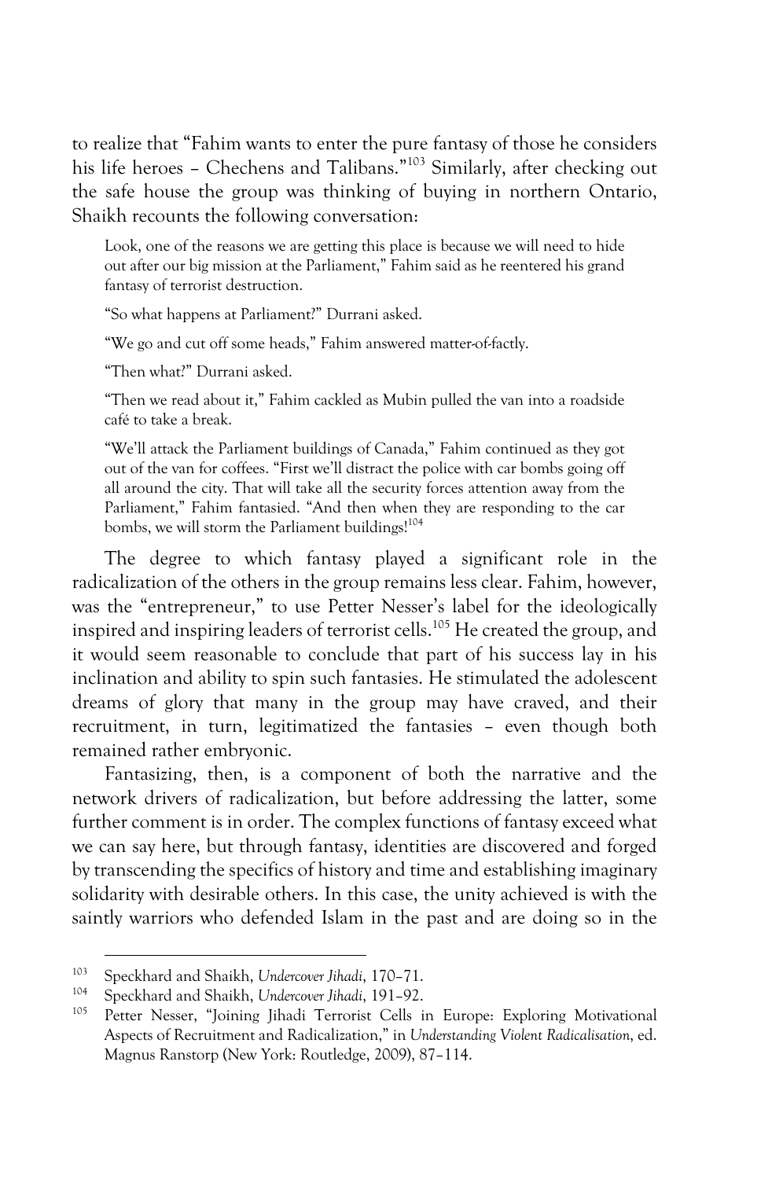to realize that "Fahim wants to enter the pure fantasy of those he considers his life heroes – Chechens and Talibans."[103] Similarly, after checking out the safe house the group was thinking of buying in northern Ontario, Shaikh recounts the following conversation:

> Look, one of the reasons we are getting this place is because we will need to hide out after our big mission at the Parliament," Fahim said as he reentered his grand fantasy of terrorist destruction.
>
> "So what happens at Parliament?" Durrani asked.
>
> "We go and cut off some heads," Fahim answered matter-of-factly.
>
> "Then what?" Durrani asked.
>
> "Then we read about it," Fahim cackled as Mubin pulled the van into a roadside café to take a break.
>
> "We'll attack the Parliament buildings of Canada," Fahim continued as they got out of the van for coffees. "First we'll distract the police with car bombs going off all around the city. That will take all the security forces attention away from the Parliament," Fahim fantasied. "And then when they are responding to the car bombs, we will storm the Parliament buildings![104]

The degree to which fantasy played a significant role in the radicalization of the others in the group remains less clear. Fahim, however, was the "entrepreneur," to use Petter Nesser's label for the ideologically inspired and inspiring leaders of terrorist cells.[105] He created the group, and it would seem reasonable to conclude that part of his success lay in his inclination and ability to spin such fantasies. He stimulated the adolescent dreams of glory that many in the group may have craved, and their recruitment, in turn, legitimatized the fantasies – even though both remained rather embryonic.

Fantasizing, then, is a component of both the narrative and the network drivers of radicalization, but before addressing the latter, some further comment is in order. The complex functions of fantasy exceed what we can say here, but through fantasy, identities are discovered and forged by transcending the specifics of history and time and establishing imaginary solidarity with desirable others. In this case, the unity achieved is with the saintly warriors who defended Islam in the past and are doing so in the

---

[103] Speckhard and Shaikh, *Undercover Jihadi*, 170–71.

[104] Speckhard and Shaikh, *Undercover Jihadi*, 191–92.

[105] Petter Nesser, "Joining Jihadi Terrorist Cells in Europe: Exploring Motivational Aspects of Recruitment and Radicalization," in *Understanding Violent Radicalisation*, ed. Magnus Ranstorp (New York: Routledge, 2009), 87–114.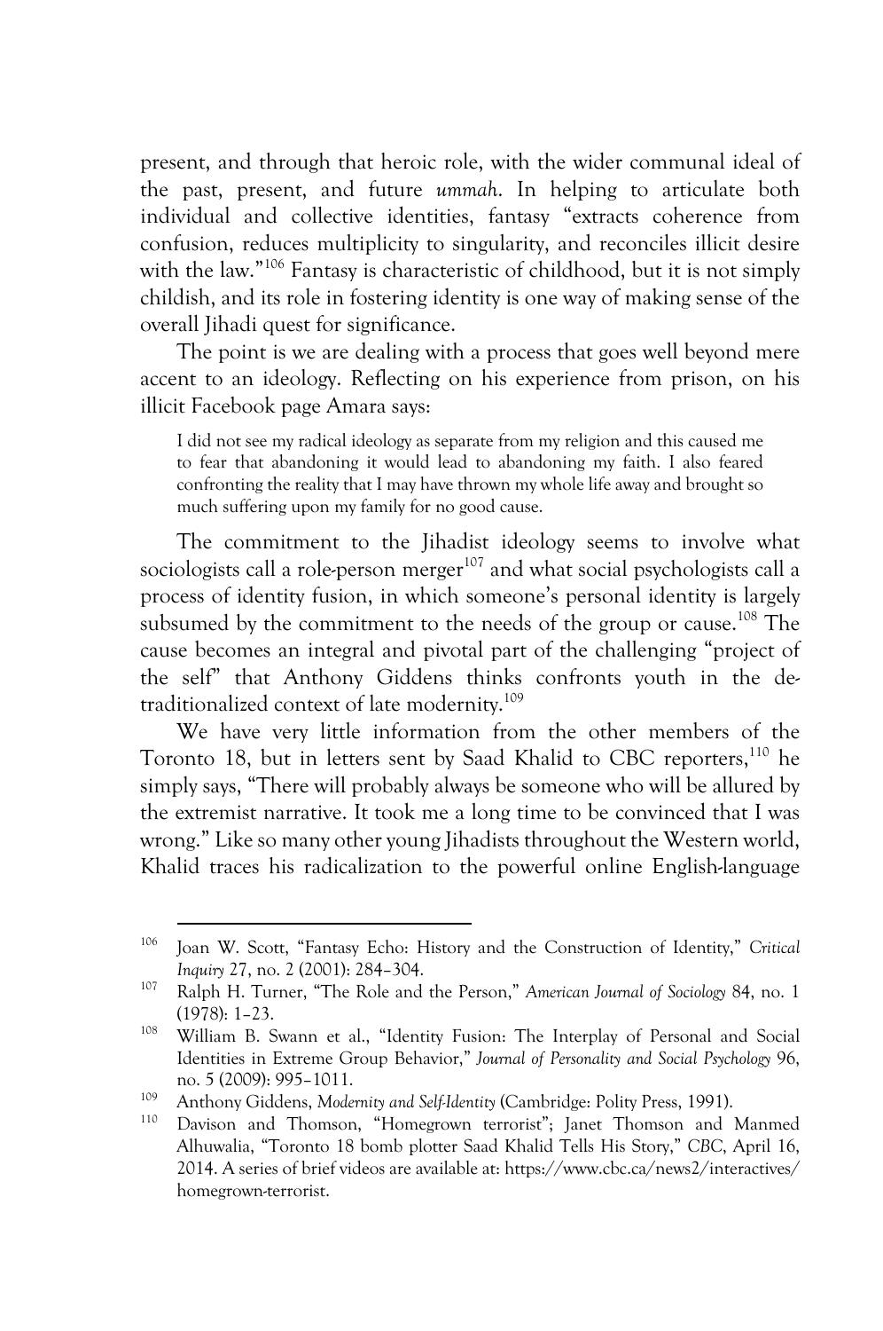present, and through that heroic role, with the wider communal ideal of the past, present, and future *ummah*. In helping to articulate both individual and collective identities, fantasy "extracts coherence from confusion, reduces multiplicity to singularity, and reconciles illicit desire with the law."[106] Fantasy is characteristic of childhood, but it is not simply childish, and its role in fostering identity is one way of making sense of the overall Jihadi quest for significance.

The point is we are dealing with a process that goes well beyond mere accent to an ideology. Reflecting on his experience from prison, on his illicit Facebook page Amara says:

> I did not see my radical ideology as separate from my religion and this caused me to fear that abandoning it would lead to abandoning my faith. I also feared confronting the reality that I may have thrown my whole life away and brought so much suffering upon my family for no good cause.

The commitment to the Jihadist ideology seems to involve what sociologists call a role-person merger[107] and what social psychologists call a process of identity fusion, in which someone's personal identity is largely subsumed by the commitment to the needs of the group or cause.[108] The cause becomes an integral and pivotal part of the challenging "project of the self" that Anthony Giddens thinks confronts youth in the de-traditionalized context of late modernity.[109]

We have very little information from the other members of the Toronto 18, but in letters sent by Saad Khalid to CBC reporters,[110] he simply says, "There will probably always be someone who will be allured by the extremist narrative. It took me a long time to be convinced that I was wrong." Like so many other young Jihadists throughout the Western world, Khalid traces his radicalization to the powerful online English-language

---

[106] Joan W. Scott, "Fantasy Echo: History and the Construction of Identity," *Critical Inquiry* 27, no. 2 (2001): 284–304.

[107] Ralph H. Turner, "The Role and the Person," *American Journal of Sociology* 84, no. 1 (1978): 1–23.

[108] William B. Swann et al., "Identity Fusion: The Interplay of Personal and Social Identities in Extreme Group Behavior," *Journal of Personality and Social Psychology* 96, no. 5 (2009): 995–1011.

[109] Anthony Giddens, *Modernity and Self-Identity* (Cambridge: Polity Press, 1991).

[110] Davison and Thomson, "Homegrown terrorist"; Janet Thomson and Manmed Alhuwalia, "Toronto 18 bomb plotter Saad Khalid Tells His Story," *CBC*, April 16, 2014. A series of brief videos are available at: https://www.cbc.ca/news2/interactives/homegrown-terrorist.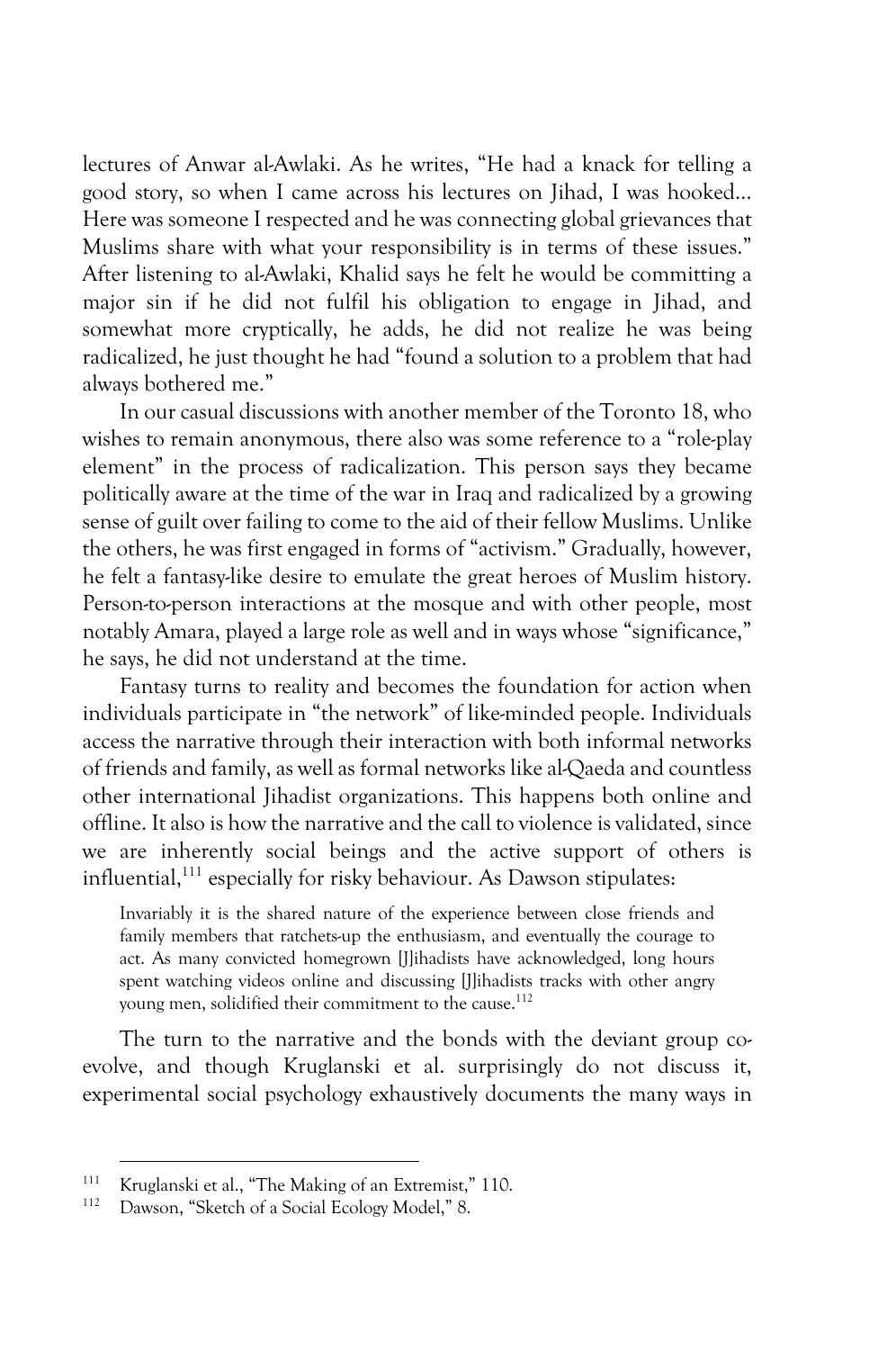lectures of Anwar al-Awlaki. As he writes, "He had a knack for telling a good story, so when I came across his lectures on Jihad, I was hooked… Here was someone I respected and he was connecting global grievances that Muslims share with what your responsibility is in terms of these issues." After listening to al-Awlaki, Khalid says he felt he would be committing a major sin if he did not fulfil his obligation to engage in Jihad, and somewhat more cryptically, he adds, he did not realize he was being radicalized, he just thought he had "found a solution to a problem that had always bothered me."

In our casual discussions with another member of the Toronto 18, who wishes to remain anonymous, there also was some reference to a "role-play element" in the process of radicalization. This person says they became politically aware at the time of the war in Iraq and radicalized by a growing sense of guilt over failing to come to the aid of their fellow Muslims. Unlike the others, he was first engaged in forms of "activism." Gradually, however, he felt a fantasy-like desire to emulate the great heroes of Muslim history. Person-to-person interactions at the mosque and with other people, most notably Amara, played a large role as well and in ways whose "significance," he says, he did not understand at the time.

Fantasy turns to reality and becomes the foundation for action when individuals participate in "the network" of like-minded people. Individuals access the narrative through their interaction with both informal networks of friends and family, as well as formal networks like al-Qaeda and countless other international Jihadist organizations. This happens both online and offline. It also is how the narrative and the call to violence is validated, since we are inherently social beings and the active support of others is influential,[111] especially for risky behaviour. As Dawson stipulates:

> Invariably it is the shared nature of the experience between close friends and family members that ratchets-up the enthusiasm, and eventually the courage to act. As many convicted homegrown [J]ihadists have acknowledged, long hours spent watching videos online and discussing [J]ihadists tracks with other angry young men, solidified their commitment to the cause.[112]

The turn to the narrative and the bonds with the deviant group co-evolve, and though Kruglanski et al. surprisingly do not discuss it, experimental social psychology exhaustively documents the many ways in

---

[111] Kruglanski et al., "The Making of an Extremist," 110.

[112] Dawson, "Sketch of a Social Ecology Model," 8.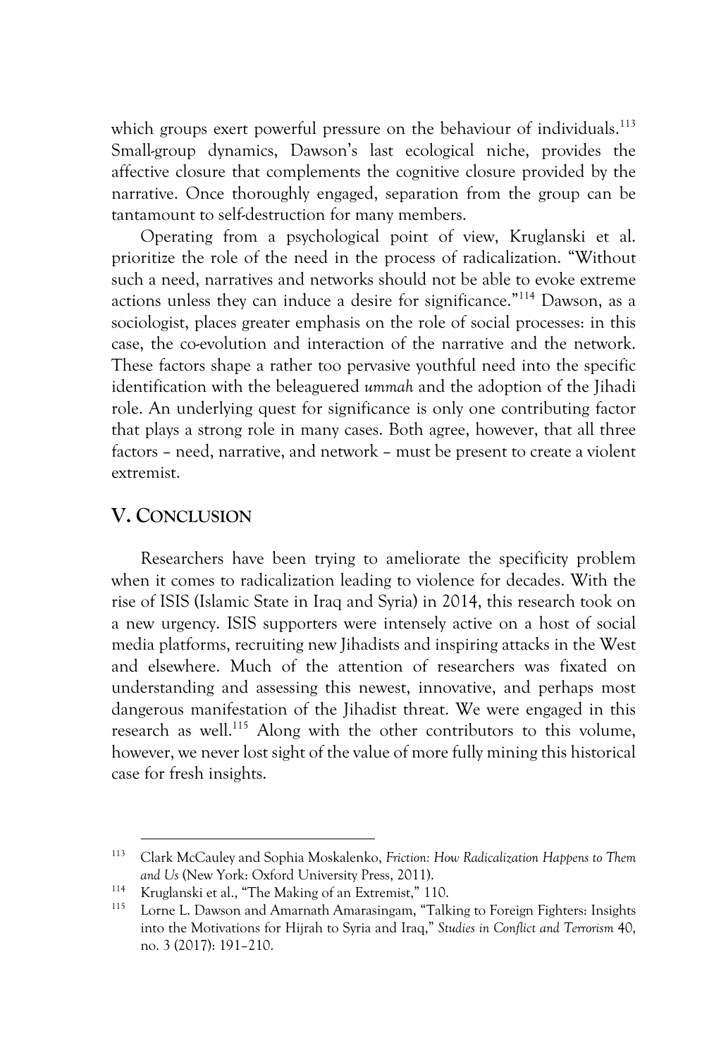which groups exert powerful pressure on the behaviour of individuals.[113] Small-group dynamics, Dawson's last ecological niche, provides the affective closure that complements the cognitive closure provided by the narrative. Once thoroughly engaged, separation from the group can be tantamount to self-destruction for many members.

Operating from a psychological point of view, Kruglanski et al. prioritize the role of the need in the process of radicalization. "Without such a need, narratives and networks should not be able to evoke extreme actions unless they can induce a desire for significance."[114] Dawson, as a sociologist, places greater emphasis on the role of social processes: in this case, the co-evolution and interaction of the narrative and the network. These factors shape a rather too pervasive youthful need into the specific identification with the beleaguered *ummah* and the adoption of the Jihadi role. An underlying quest for significance is only one contributing factor that plays a strong role in many cases. Both agree, however, that all three factors – need, narrative, and network – must be present to create a violent extremist.

## V. Conclusion

Researchers have been trying to ameliorate the specificity problem when it comes to radicalization leading to violence for decades. With the rise of ISIS (Islamic State in Iraq and Syria) in 2014, this research took on a new urgency. ISIS supporters were intensely active on a host of social media platforms, recruiting new Jihadists and inspiring attacks in the West and elsewhere. Much of the attention of researchers was fixated on understanding and assessing this newest, innovative, and perhaps most dangerous manifestation of the Jihadist threat. We were engaged in this research as well.[115] Along with the other contributors to this volume, however, we never lost sight of the value of more fully mining this historical case for fresh insights.

---

[113] Clark McCauley and Sophia Moskalenko, *Friction: How Radicalization Happens to Them and Us* (New York: Oxford University Press, 2011).

[114] Kruglanski et al., "The Making of an Extremist," 110.

[115] Lorne L. Dawson and Amarnath Amarasingam, "Talking to Foreign Fighters: Insights into the Motivations for Hijrah to Syria and Iraq," *Studies in Conflict and Terrorism* 40, no. 3 (2017): 191–210.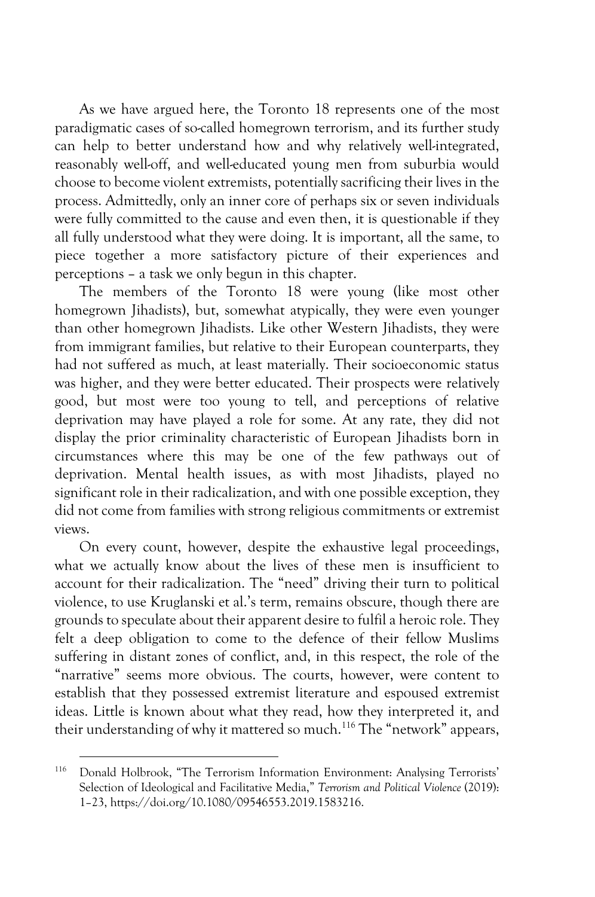As we have argued here, the Toronto 18 represents one of the most paradigmatic cases of so-called homegrown terrorism, and its further study can help to better understand how and why relatively well-integrated, reasonably well-off, and well-educated young men from suburbia would choose to become violent extremists, potentially sacrificing their lives in the process. Admittedly, only an inner core of perhaps six or seven individuals were fully committed to the cause and even then, it is questionable if they all fully understood what they were doing. It is important, all the same, to piece together a more satisfactory picture of their experiences and perceptions – a task we only begun in this chapter.

The members of the Toronto 18 were young (like most other homegrown Jihadists), but, somewhat atypically, they were even younger than other homegrown Jihadists. Like other Western Jihadists, they were from immigrant families, but relative to their European counterparts, they had not suffered as much, at least materially. Their socioeconomic status was higher, and they were better educated. Their prospects were relatively good, but most were too young to tell, and perceptions of relative deprivation may have played a role for some. At any rate, they did not display the prior criminality characteristic of European Jihadists born in circumstances where this may be one of the few pathways out of deprivation. Mental health issues, as with most Jihadists, played no significant role in their radicalization, and with one possible exception, they did not come from families with strong religious commitments or extremist views.

On every count, however, despite the exhaustive legal proceedings, what we actually know about the lives of these men is insufficient to account for their radicalization. The "need" driving their turn to political violence, to use Kruglanski et al.'s term, remains obscure, though there are grounds to speculate about their apparent desire to fulfil a heroic role. They felt a deep obligation to come to the defence of their fellow Muslims suffering in distant zones of conflict, and, in this respect, the role of the "narrative" seems more obvious. The courts, however, were content to establish that they possessed extremist literature and espoused extremist ideas. Little is known about what they read, how they interpreted it, and their understanding of why it mattered so much.[116] The "network" appears,

---

[116] Donald Holbrook, "The Terrorism Information Environment: Analysing Terrorists' Selection of Ideological and Facilitative Media," *Terrorism and Political Violence* (2019): 1–23, https://doi.org/10.1080/09546553.2019.1583216.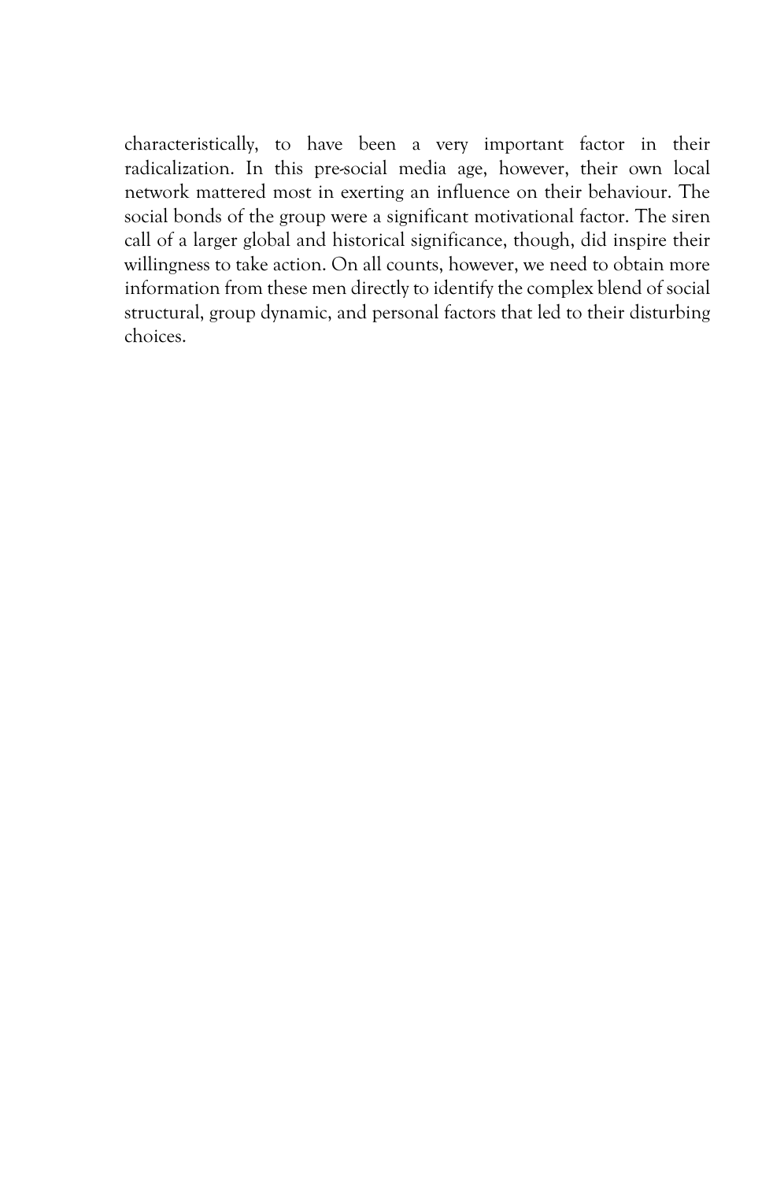characteristically, to have been a very important factor in their radicalization. In this pre-social media age, however, their own local network mattered most in exerting an influence on their behaviour. The social bonds of the group were a significant motivational factor. The siren call of a larger global and historical significance, though, did inspire their willingness to take action. On all counts, however, we need to obtain more information from these men directly to identify the complex blend of social structural, group dynamic, and personal factors that led to their disturbing choices.